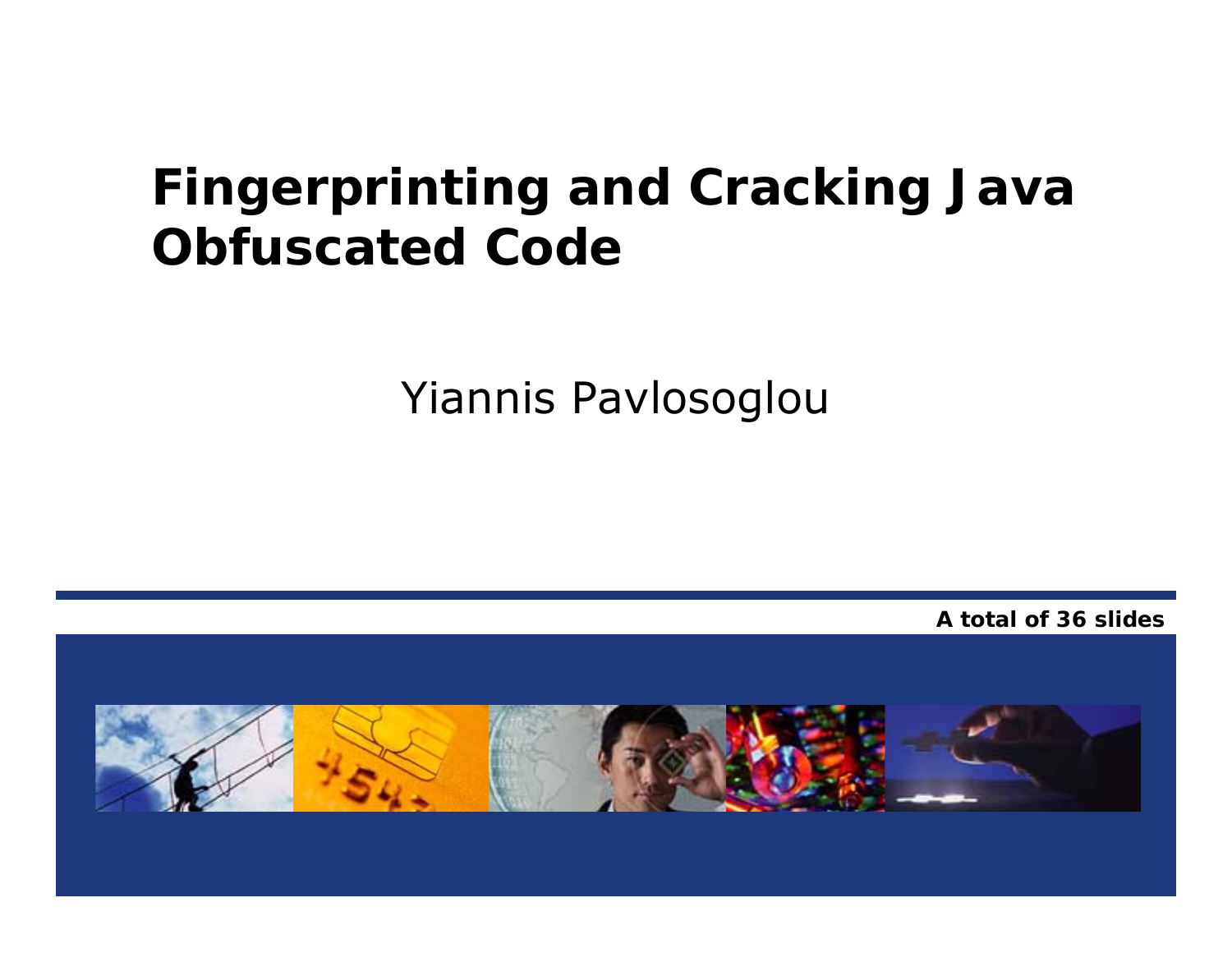# Fingerprinting and Cracking Java Obfuscated Code

Yiannis Pavlosoglou

**A total of 36 slides**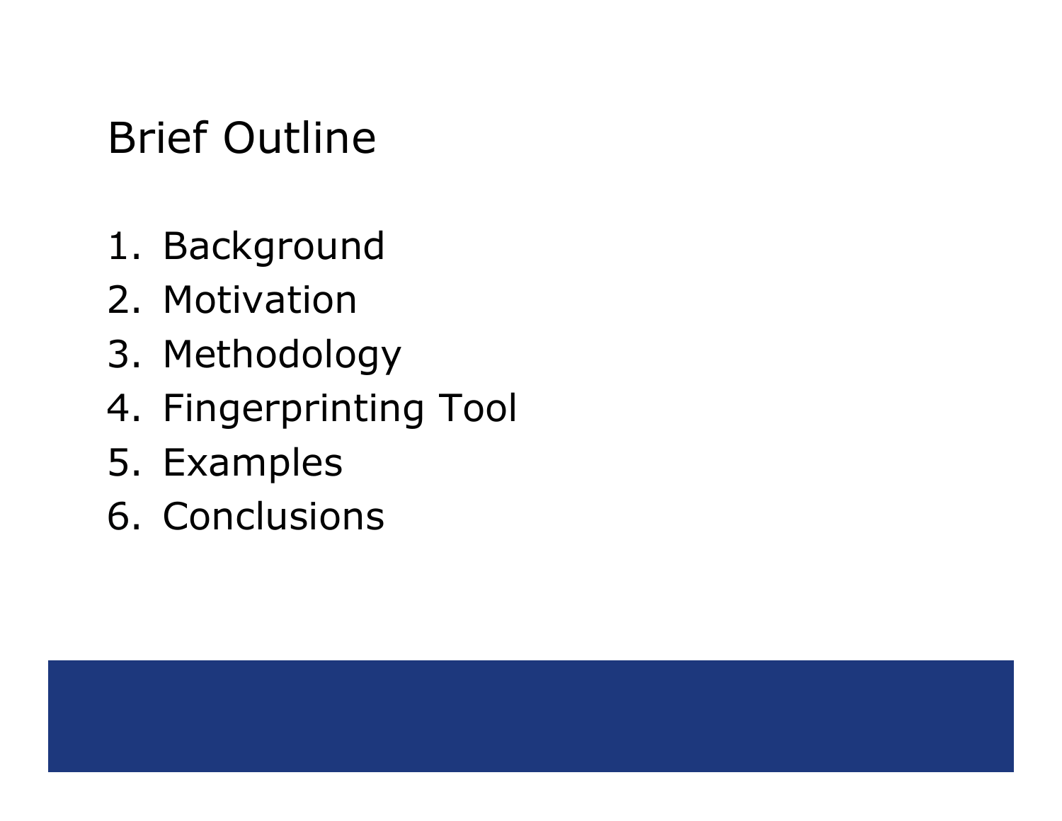# Brief Outline

1. Background
2. Motivation
3. Methodology
4. Fingerprinting Tool
5. Examples
6. Conclusions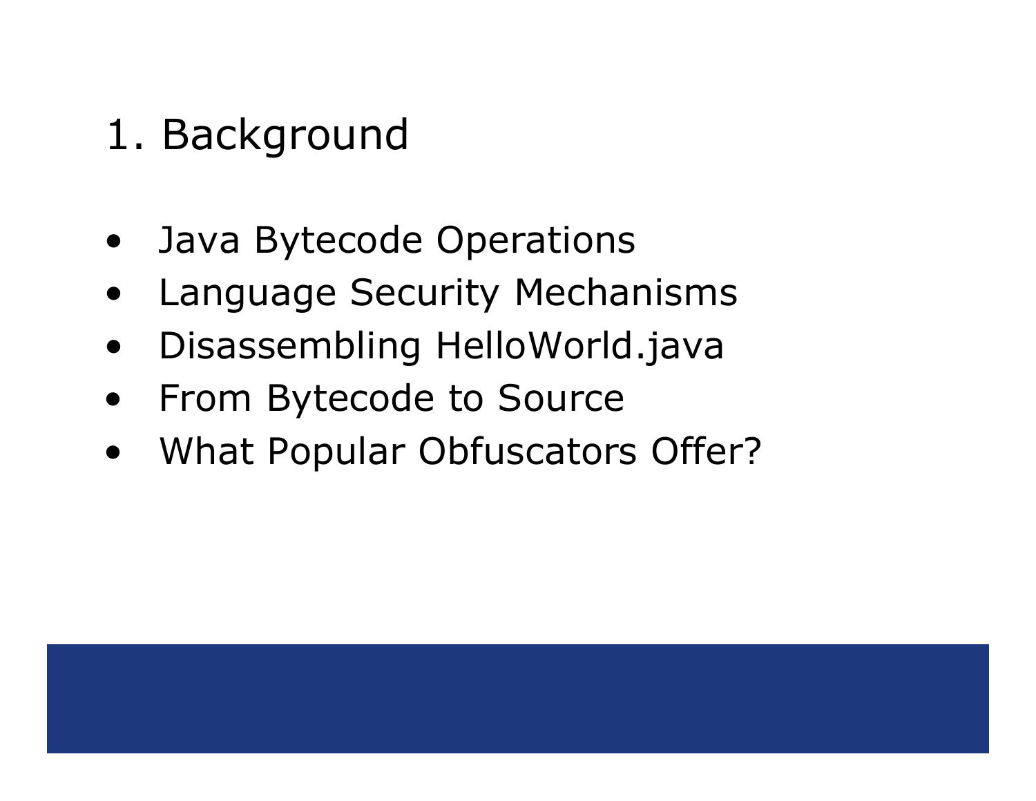# 1. Background

- Java Bytecode Operations
- Language Security Mechanisms
- Disassembling HelloWorld.java
- From Bytecode to Source
- What Popular Obfuscators Offer?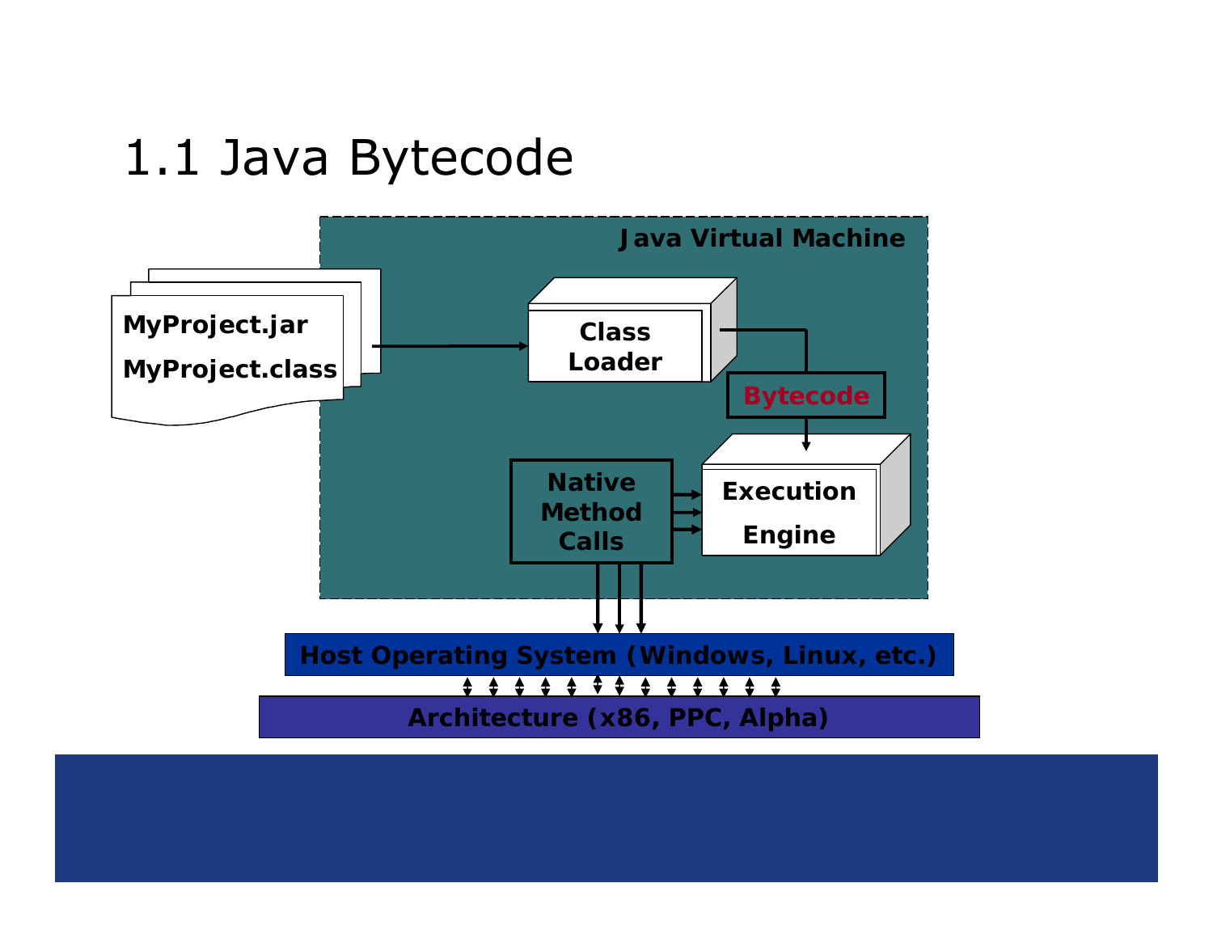# 1.1 Java Bytecode

Java Virtual Machine

MyProject.jar

MyProject.class

Class Loader

Bytecode

Native Method Calls

Execution Engine

Host Operating System (Windows, Linux, etc.)

Architecture (x86, PPC, Alpha)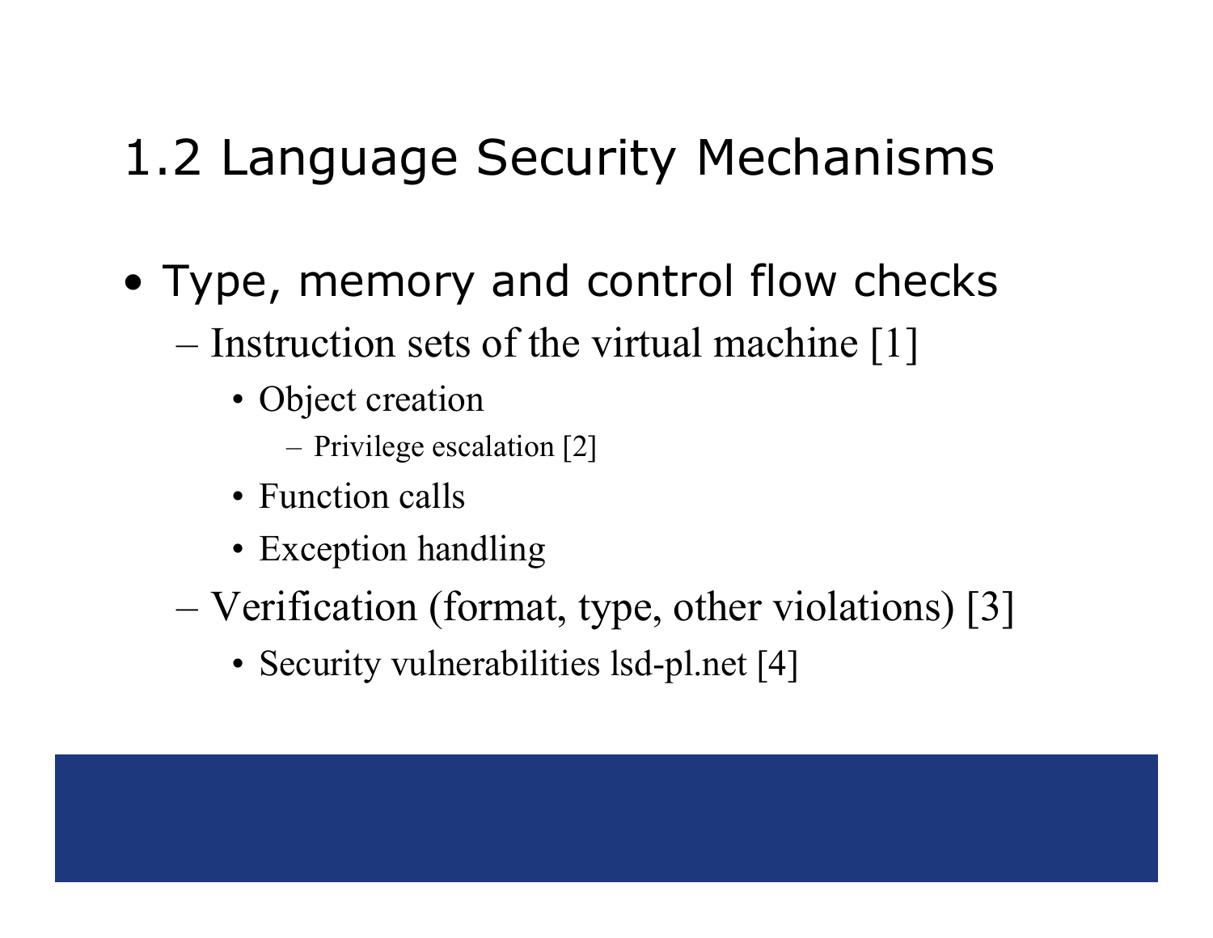# 1.2 Language Security Mechanisms

- Type, memory and control flow checks
  - Instruction sets of the virtual machine [1]
    - Object creation
      - Privilege escalation [2]
    - Function calls
    - Exception handling
  - Verification (format, type, other violations) [3]
    - Security vulnerabilities lsd-pl.net [4]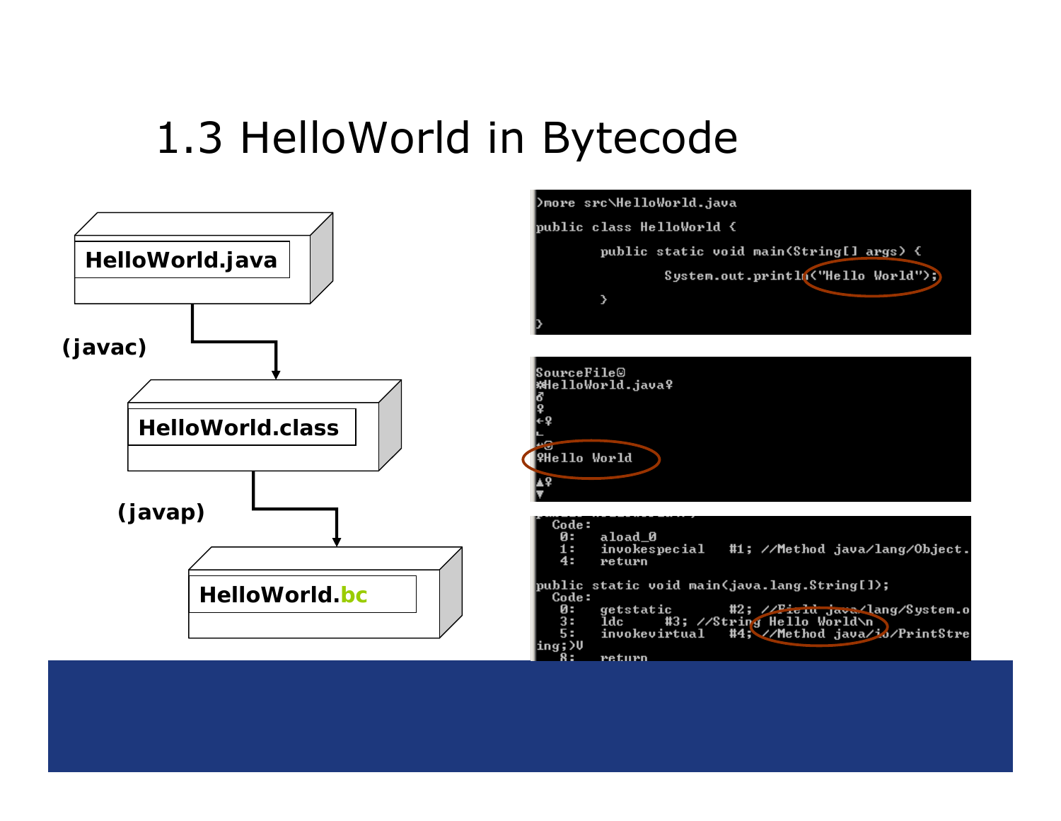# 1.3 HelloWorld in Bytecode

**HelloWorld.java**

**(javac)**

**HelloWorld.class**

**(javap)**

**HelloWorld.bc**

```
>more src\HelloWorld.java
public class HelloWorld {

        public static void main(String[] args) {

                System.out.println("Hello World");

        }

}
```

```
SourceFile
HelloWorld.java

Hello World
```

```
  Code:
   0:   aload_0
   1:   invokespecial   #1; //Method java/lang/Object.
   4:   return

public static void main(java.lang.String[]);
  Code:
   0:   getstatic       #2; //Field java/lang/System.o
   3:   ldc     #3; //String Hello World\n
   5:   invokevirtual   #4; //Method java/io/PrintStre
ing;)V
   8:   return
```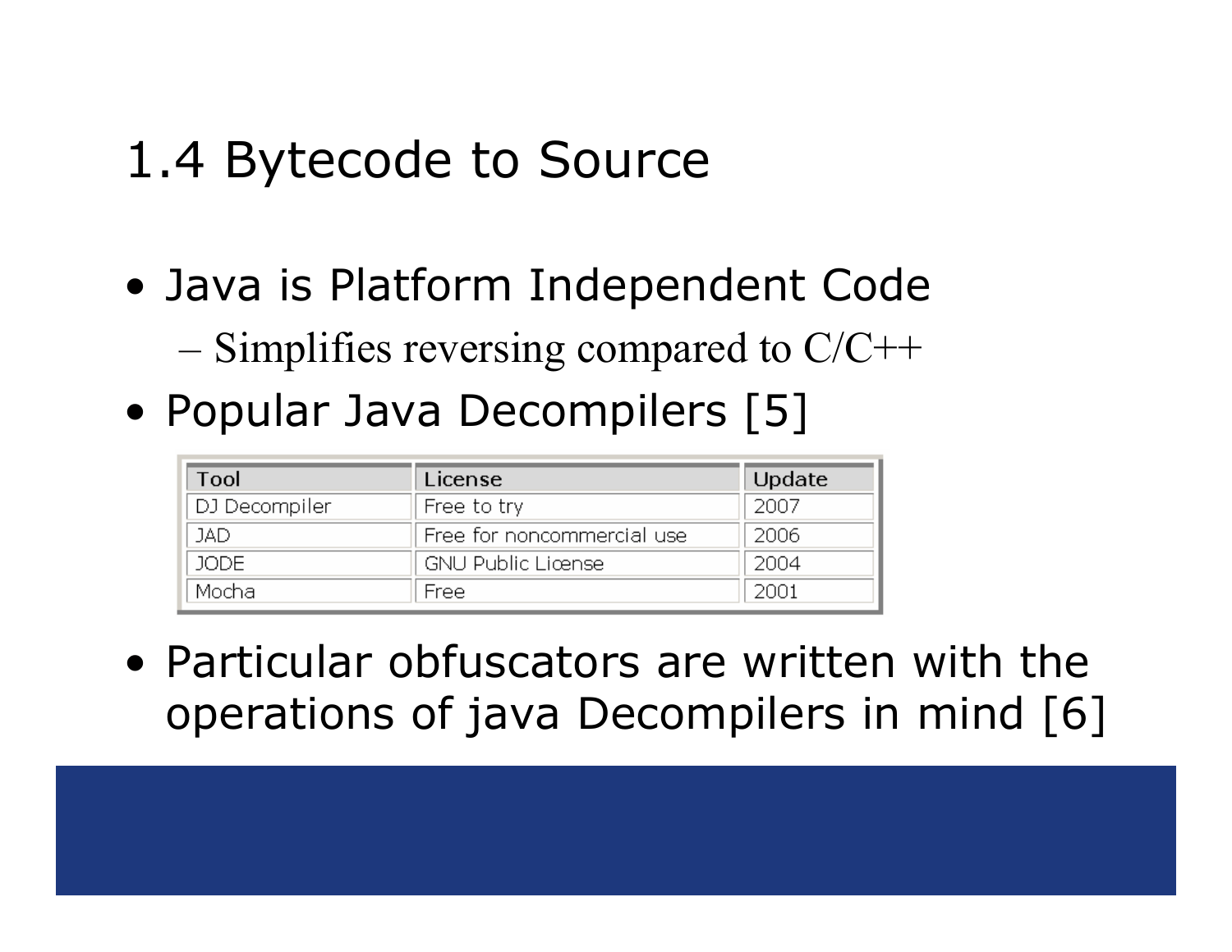# 1.4 Bytecode to Source

- Java is Platform Independent Code
  - Simplifies reversing compared to C/C++
- Popular Java Decompilers [5]

| Tool | License | Update |
|---|---|---|
| DJ Decompiler | Free to try | 2007 |
| JAD | Free for noncommercial use | 2006 |
| JODE | GNU Public License | 2004 |
| Mocha | Free | 2001 |

- Particular obfuscators are written with the operations of java Decompilers in mind [6]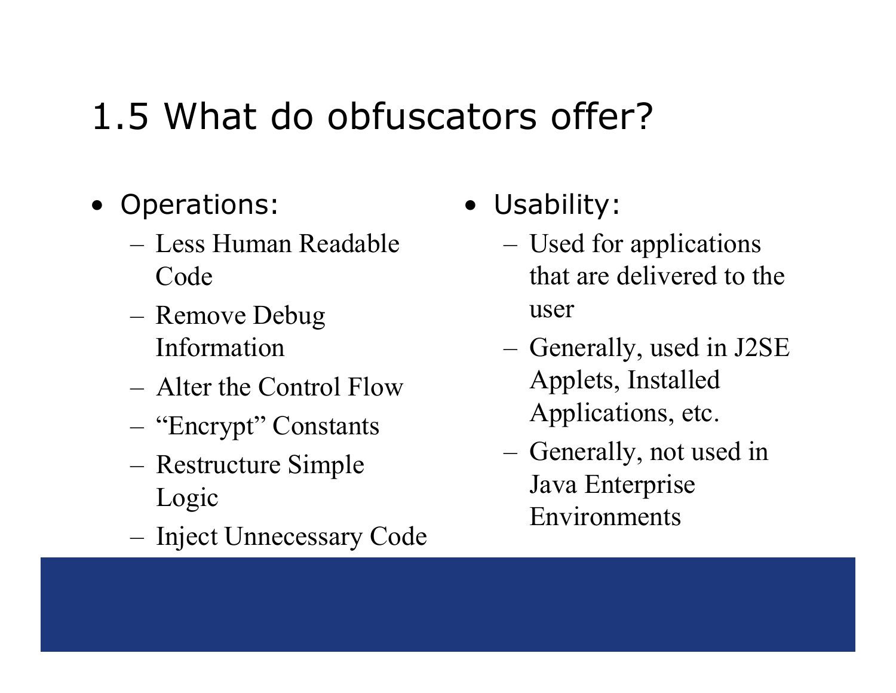# 1.5 What do obfuscators offer?

- Operations:
  - Less Human Readable Code
  - Remove Debug Information
  - Alter the Control Flow
  - "Encrypt" Constants
  - Restructure Simple Logic
  - Inject Unnecessary Code
- Usability:
  - Used for applications that are delivered to the user
  - Generally, used in J2SE Applets, Installed Applications, etc.
  - Generally, not used in Java Enterprise Environments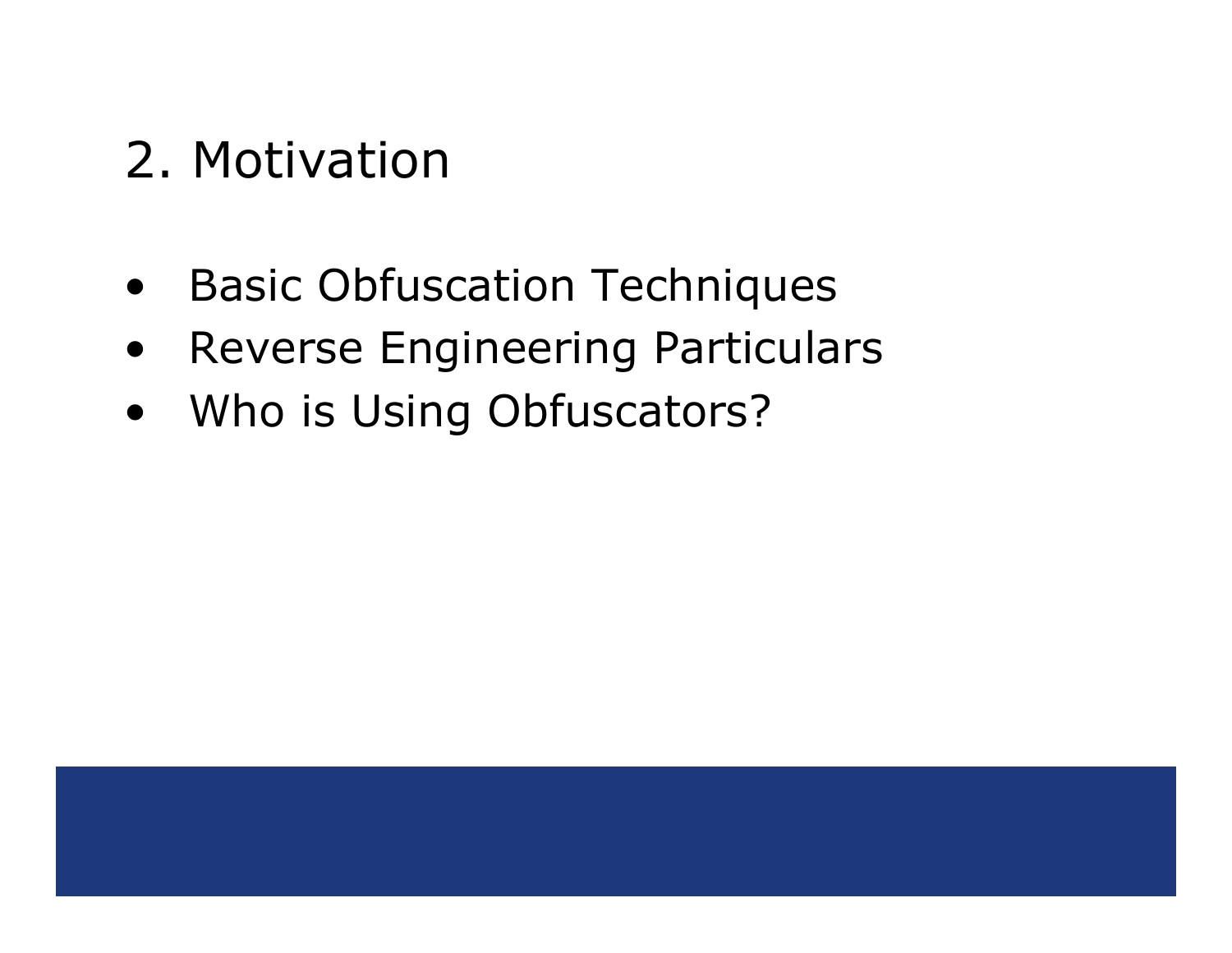## 2. Motivation

- Basic Obfuscation Techniques
- Reverse Engineering Particulars
- Who is Using Obfuscators?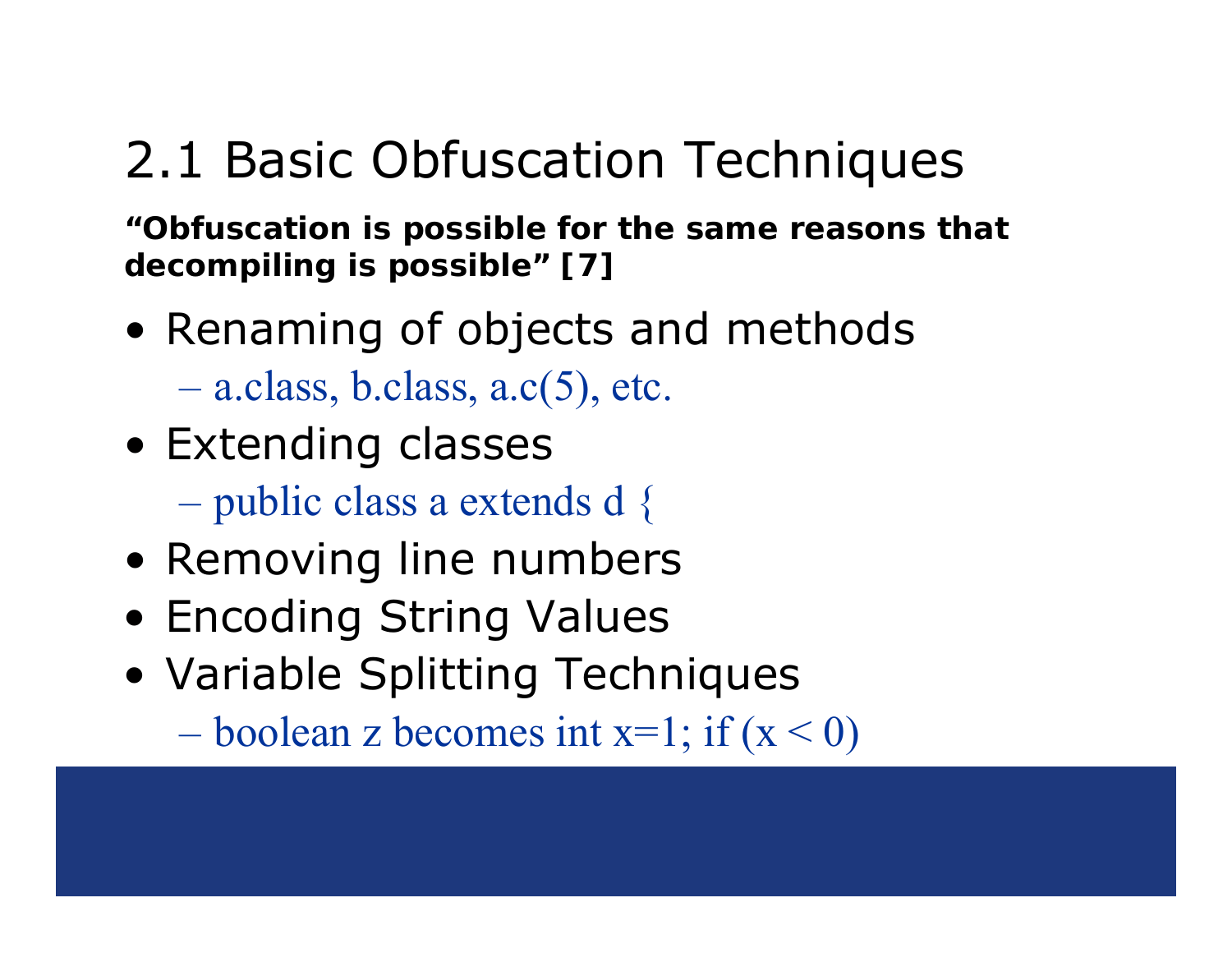# 2.1 Basic Obfuscation Techniques

**“Obfuscation is possible for the same reasons that decompiling is possible” [7]**

- Renaming of objects and methods
  - a.class, b.class, a.c(5), etc.
- Extending classes
  - public class a extends d {
- Removing line numbers
- Encoding String Values
- Variable Splitting Techniques
  - boolean z becomes int x=1; if (x < 0)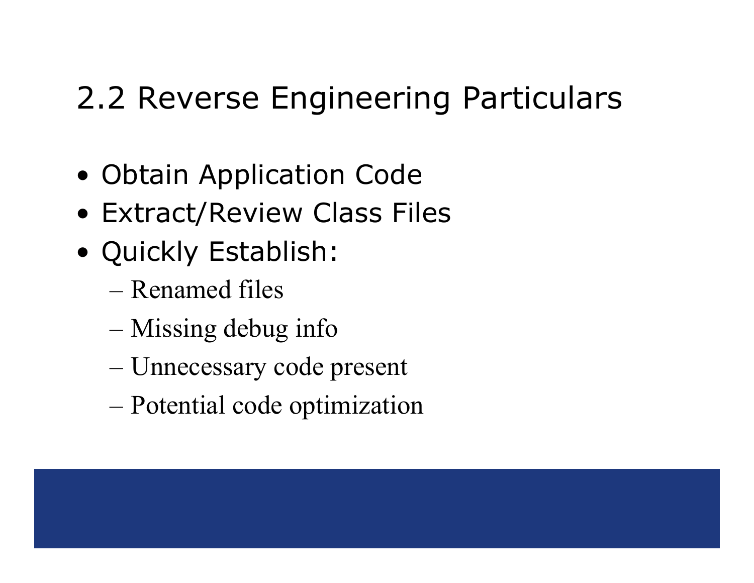## 2.2 Reverse Engineering Particulars

- Obtain Application Code
- Extract/Review Class Files
- Quickly Establish:
  - Renamed files
  - Missing debug info
  - Unnecessary code present
  - Potential code optimization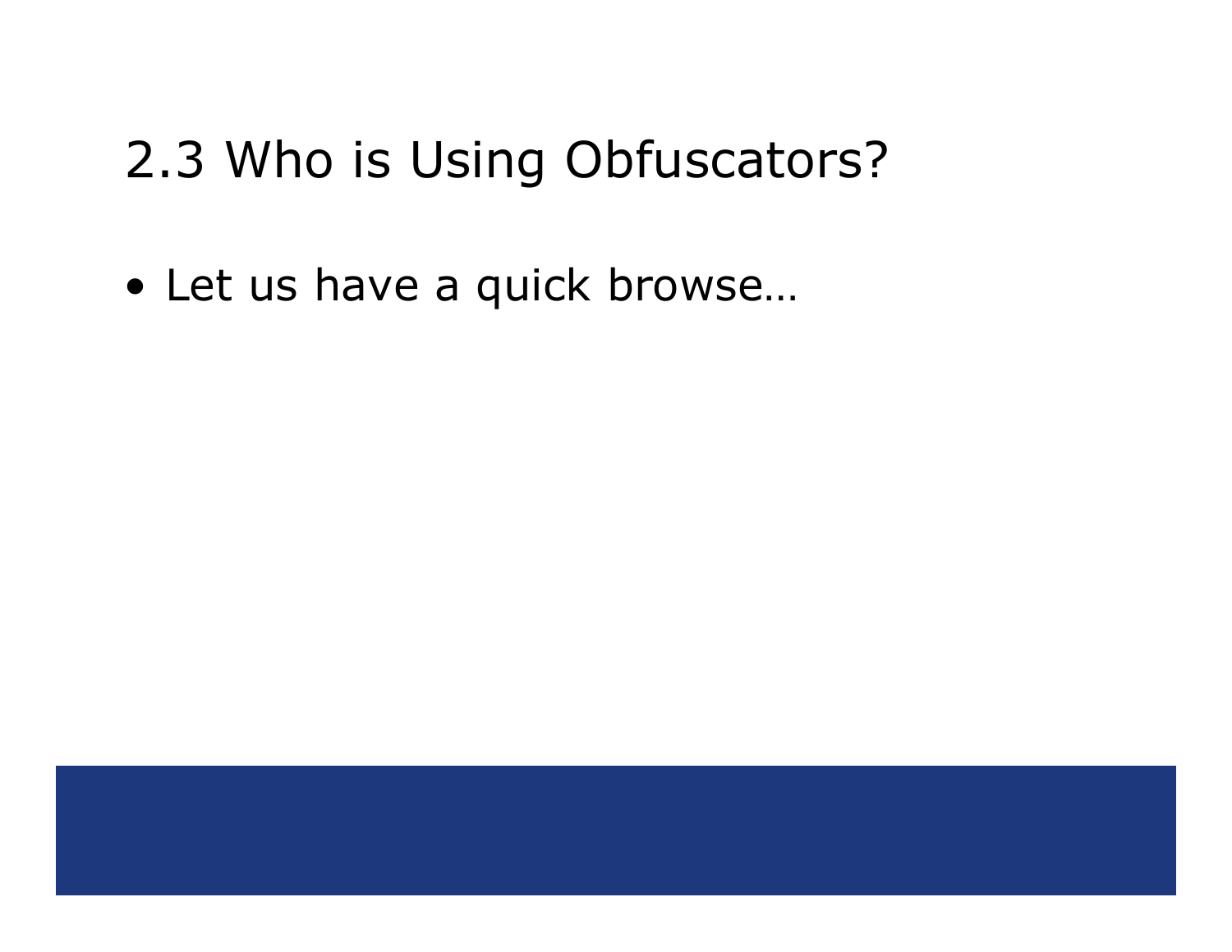# 2.3 Who is Using Obfuscators?

- Let us have a quick browse…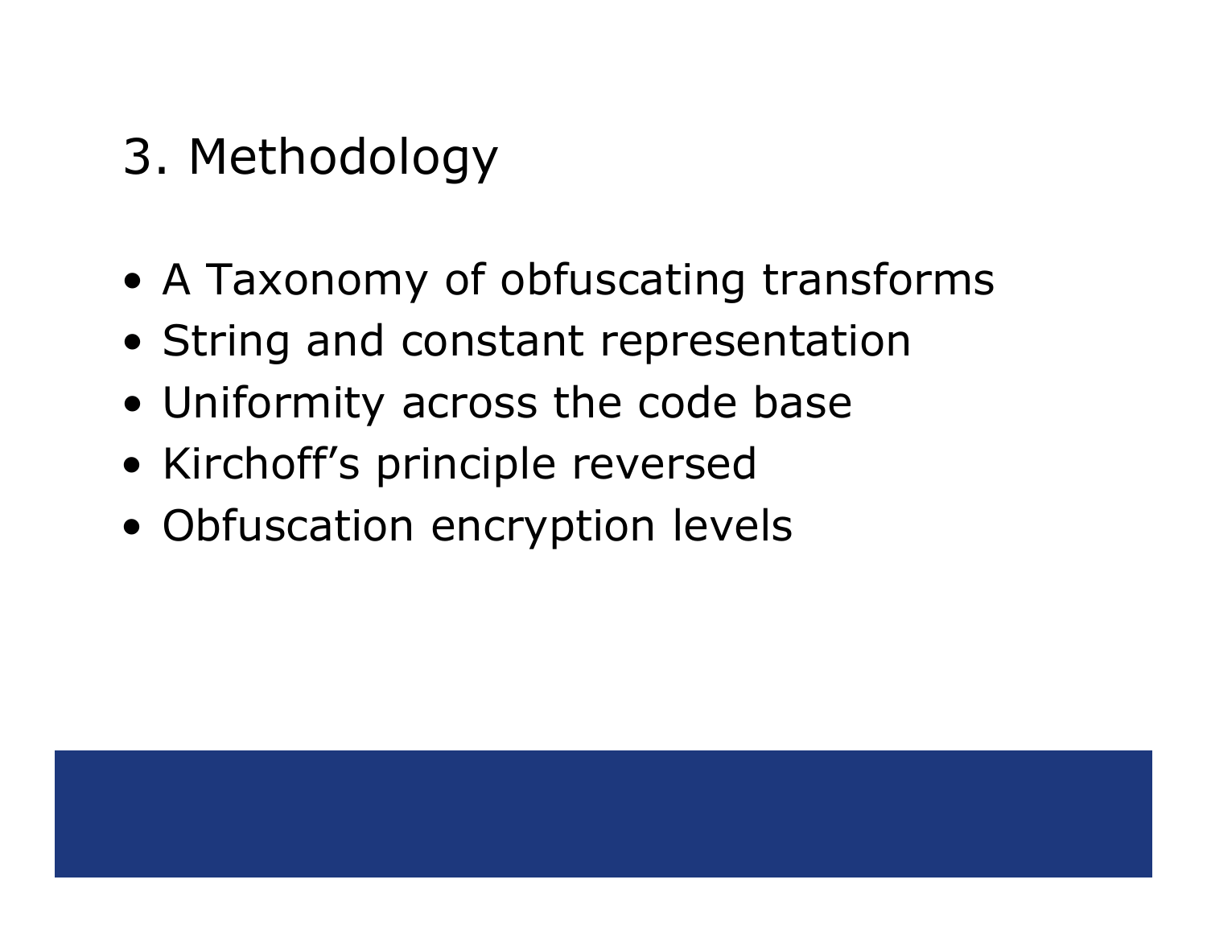# 3. Methodology

- A Taxonomy of obfuscating transforms
- String and constant representation
- Uniformity across the code base
- Kirchoff's principle reversed
- Obfuscation encryption levels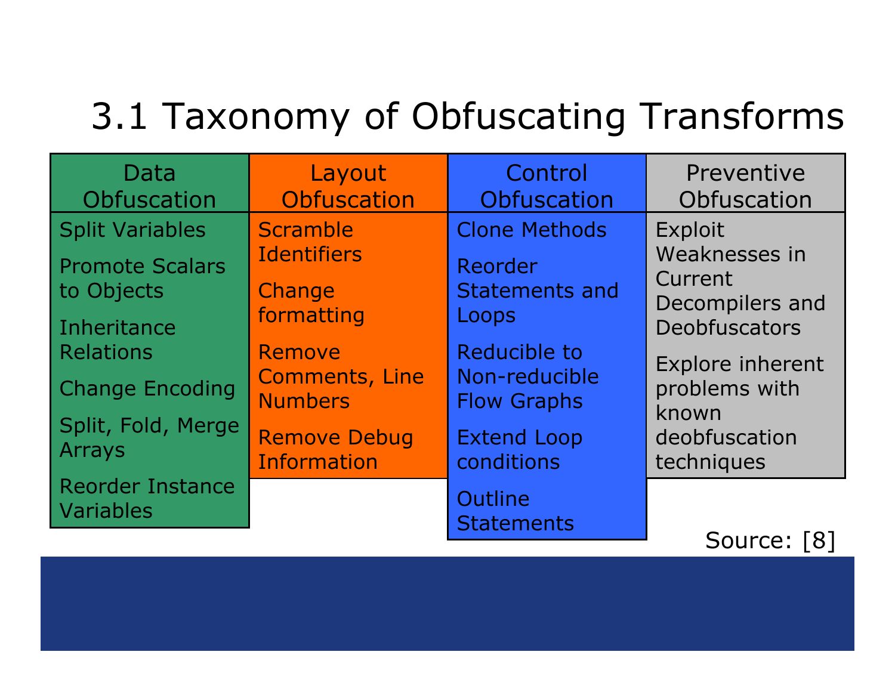# 3.1 Taxonomy of Obfuscating Transforms

| Data Obfuscation | Layout Obfuscation | Control Obfuscation | Preventive Obfuscation |
|---|---|---|---|
| Split Variables | Scramble Identifiers | Clone Methods | Exploit Weaknesses in Current Decompilers and Deobfuscators |
| Promote Scalars to Objects | Change formatting | Reorder Statements and Loops | Explore inherent problems with known deobfuscation techniques |
| Inheritance Relations | Remove Comments, Line Numbers | Reducible to Non-reducible Flow Graphs | |
| Change Encoding | Remove Debug Information | Extend Loop conditions | |
| Split, Fold, Merge Arrays | | Outline Statements | |
| Reorder Instance Variables | | | |

Source: [8]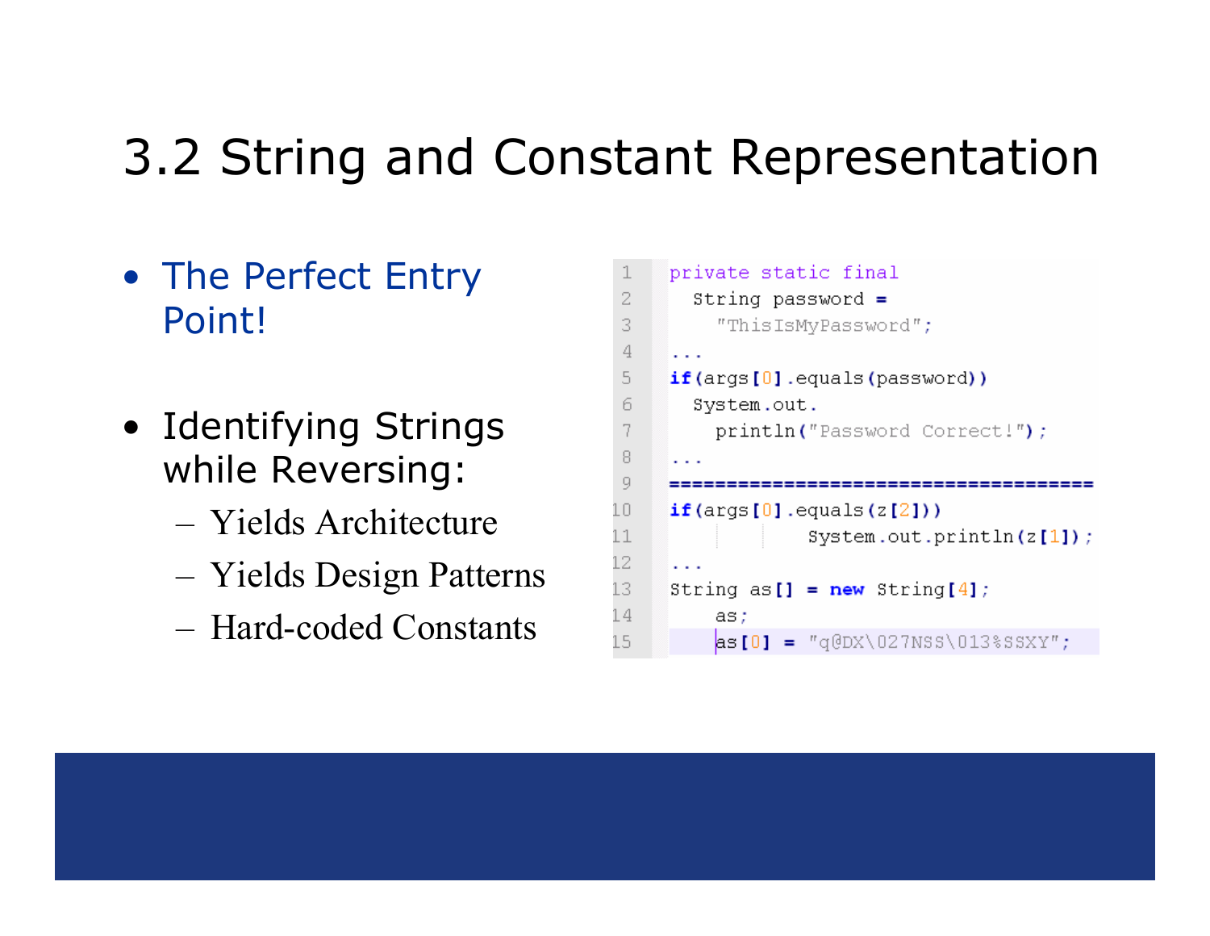# 3.2 String and Constant Representation

- The Perfect Entry Point!

- Identifying Strings while Reversing:
  - Yields Architecture
  - Yields Design Patterns
  - Hard-coded Constants

```
private static final
  String password =
    "ThisIsMyPassword";
...
if(args[0].equals(password))
  System.out.
    println("Password Correct!");
...
======================================
if(args[0].equals(z[2]))
        System.out.println(z[1]);
...
String as[] = new String[4];
    as;
    as[0] = "q@DX\027NSS\013%SSXY";
```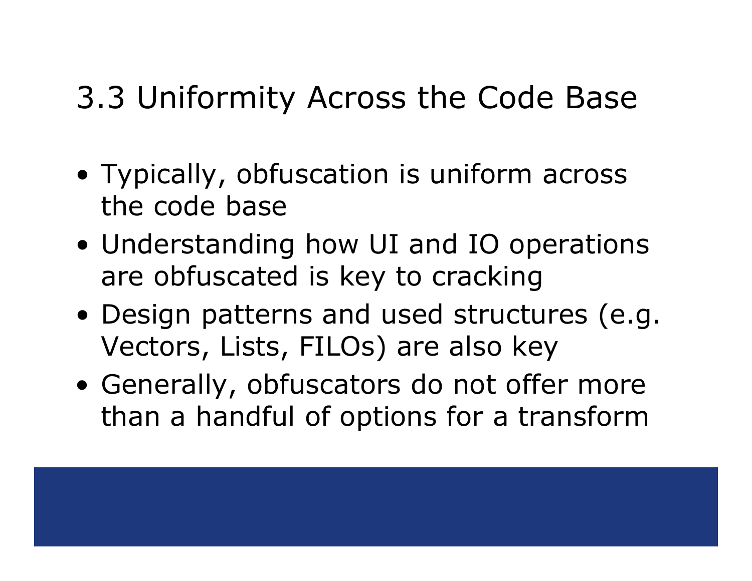# 3.3 Uniformity Across the Code Base

- Typically, obfuscation is uniform across the code base
- Understanding how UI and IO operations are obfuscated is key to cracking
- Design patterns and used structures (e.g. Vectors, Lists, FILOs) are also key
- Generally, obfuscators do not offer more than a handful of options for a transform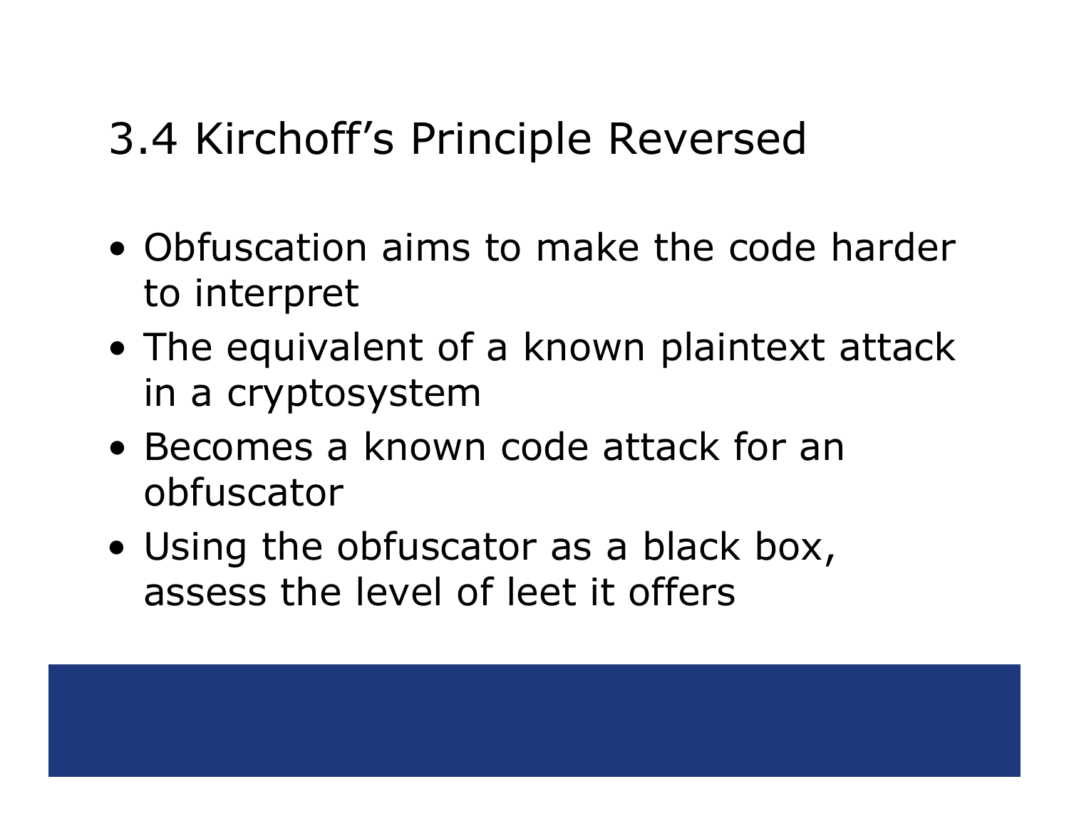# 3.4 Kirchoff’s Principle Reversed

- Obfuscation aims to make the code harder to interpret
- The equivalent of a known plaintext attack in a cryptosystem
- Becomes a known code attack for an obfuscator
- Using the obfuscator as a black box, assess the level of leet it offers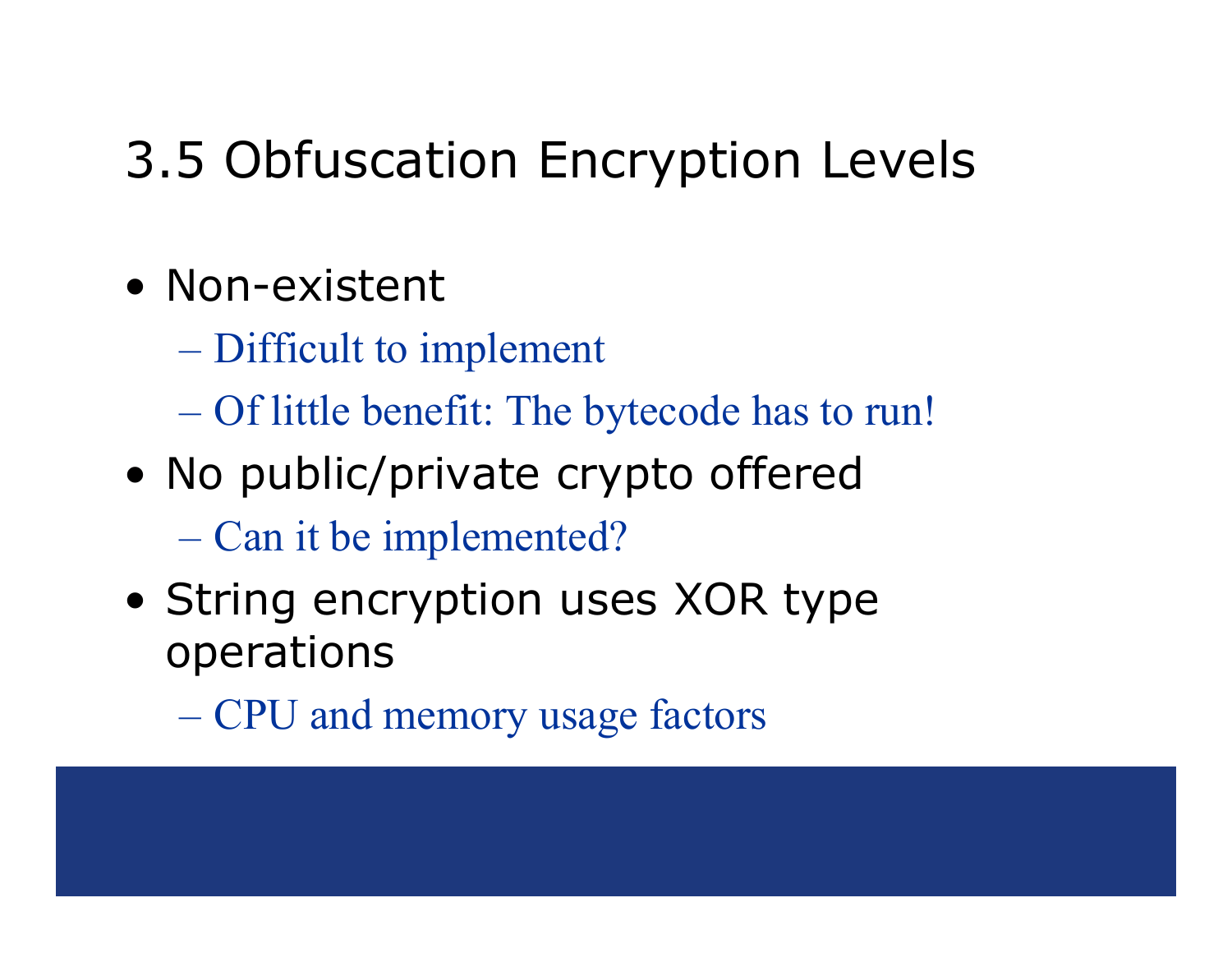# 3.5 Obfuscation Encryption Levels

- Non-existent
  - Difficult to implement
  - Of little benefit: The bytecode has to run!
- No public/private crypto offered
  - Can it be implemented?
- String encryption uses XOR type operations
  - CPU and memory usage factors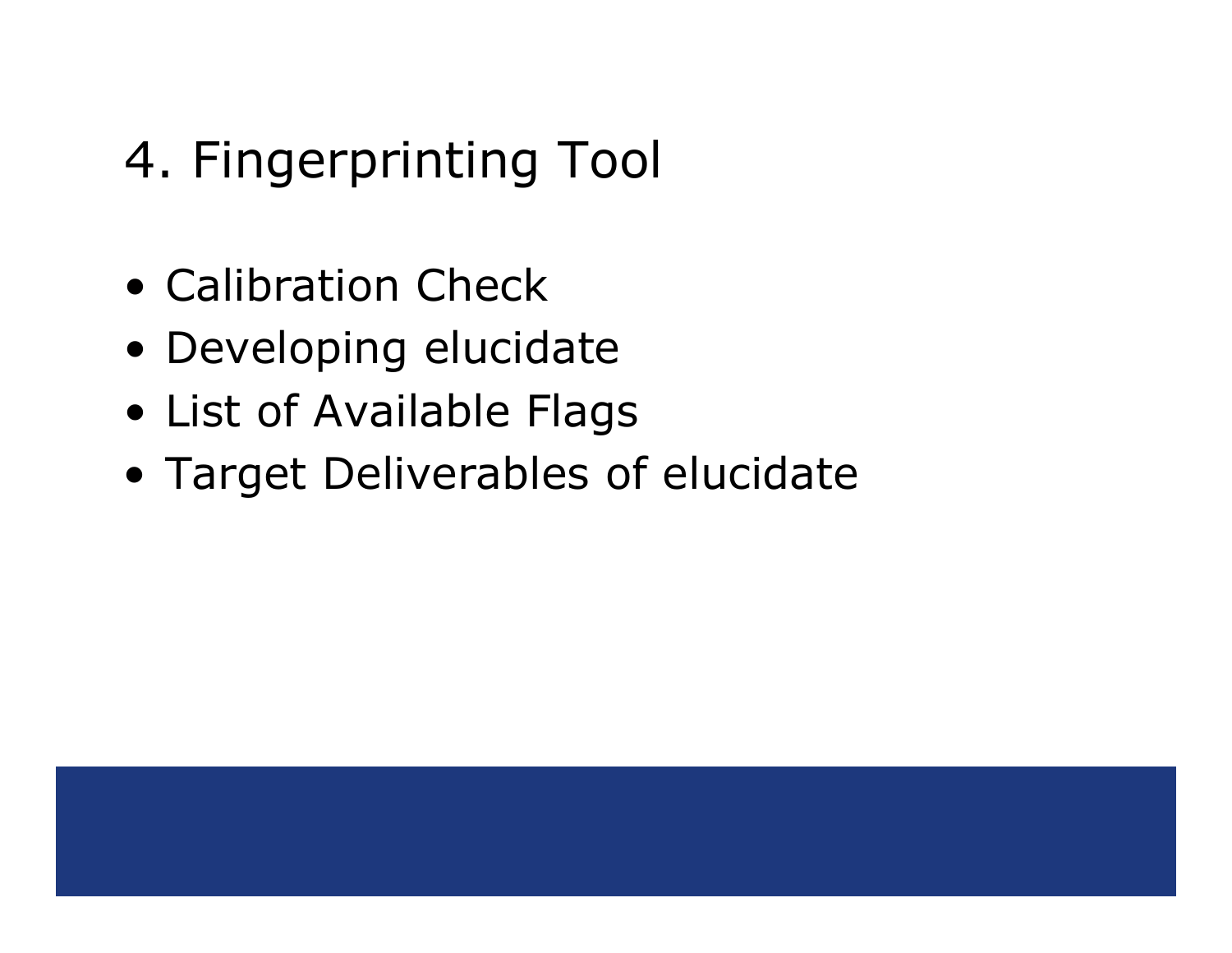# 4. Fingerprinting Tool

- Calibration Check
- Developing elucidate
- List of Available Flags
- Target Deliverables of elucidate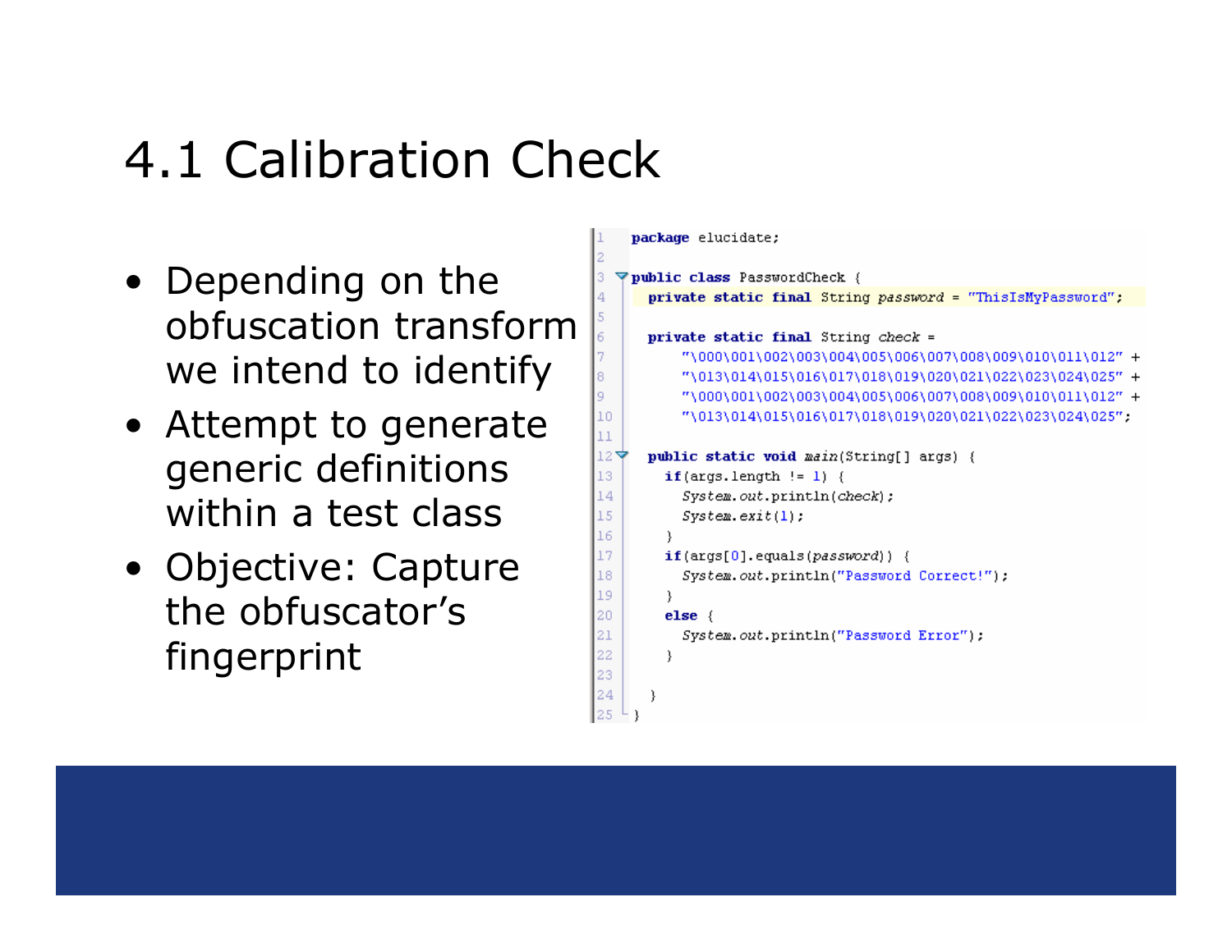# 4.1 Calibration Check

- Depending on the obfuscation transform we intend to identify
- Attempt to generate generic definitions within a test class
- Objective: Capture the obfuscator's fingerprint

```
package elucidate;

public class PasswordCheck {
  private static final String password = "ThisIsMyPassword";

  private static final String check =
      "\000\001\002\003\004\005\006\007\008\009\010\011\012" +
      "\013\014\015\016\017\018\019\020\021\022\023\024\025" +
      "\000\001\002\003\004\005\006\007\008\009\010\011\012" +
      "\013\014\015\016\017\018\019\020\021\022\023\024\025";

  public static void main(String[] args) {
    if(args.length != 1) {
      System.out.println(check);
      System.exit(1);
    }
    if(args[0].equals(password)) {
      System.out.println("Password Correct!");
    }
    else {
      System.out.println("Password Error");
    }

  }
}
```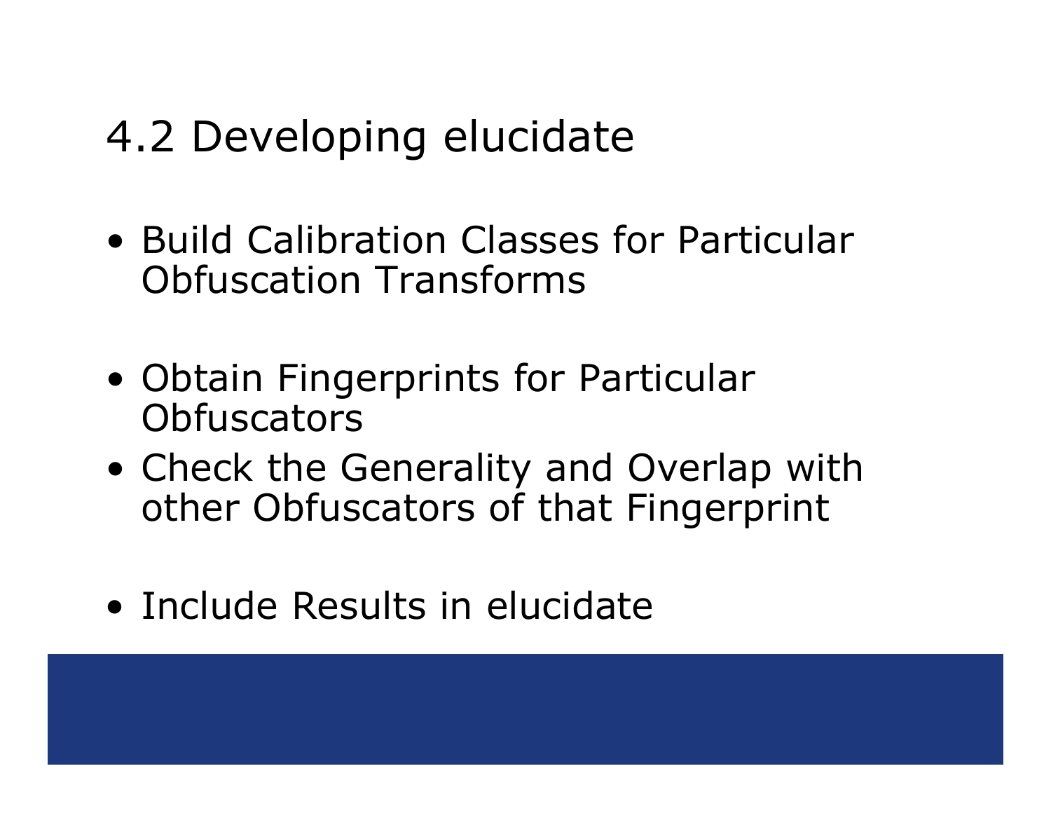# 4.2 Developing elucidate

- Build Calibration Classes for Particular Obfuscation Transforms
- Obtain Fingerprints for Particular Obfuscators
- Check the Generality and Overlap with other Obfuscators of that Fingerprint
- Include Results in elucidate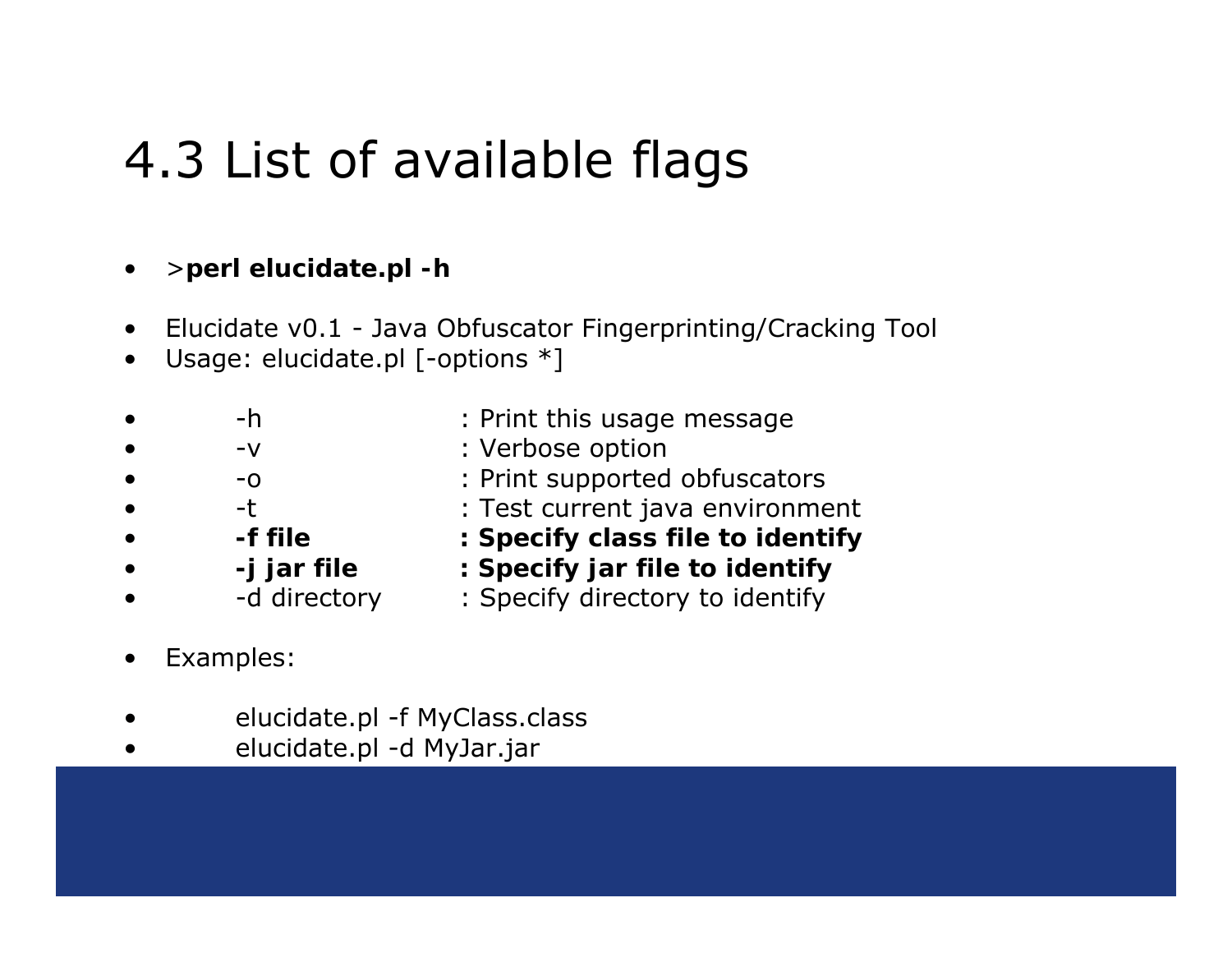# 4.3 List of available flags

- >**perl elucidate.pl -h**

- Elucidate v0.1 - Java Obfuscator Fingerprinting/Cracking Tool
- Usage: elucidate.pl [-options *]

- -h : Print this usage message
- -v : Verbose option
- -o : Print supported obfuscators
- -t : Test current java environment
- **-f file : Specify class file to identify**
- **-j jar file : Specify jar file to identify**
- -d directory : Specify directory to identify

- Examples:

- elucidate.pl -f MyClass.class
- elucidate.pl -d MyJar.jar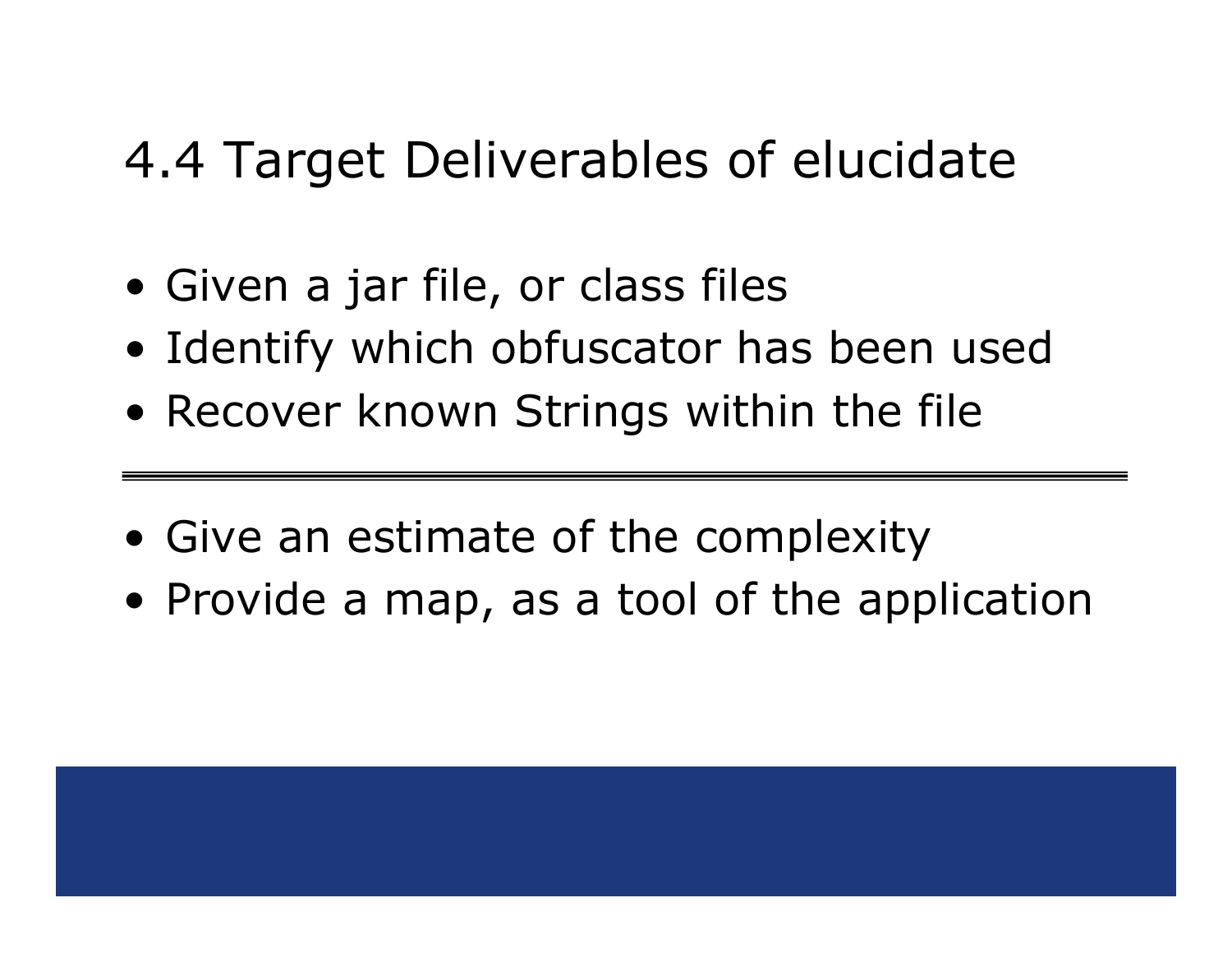# 4.4 Target Deliverables of elucidate

- Given a jar file, or class files
- Identify which obfuscator has been used
- Recover known Strings within the file

---

- Give an estimate of the complexity
- Provide a map, as a tool of the application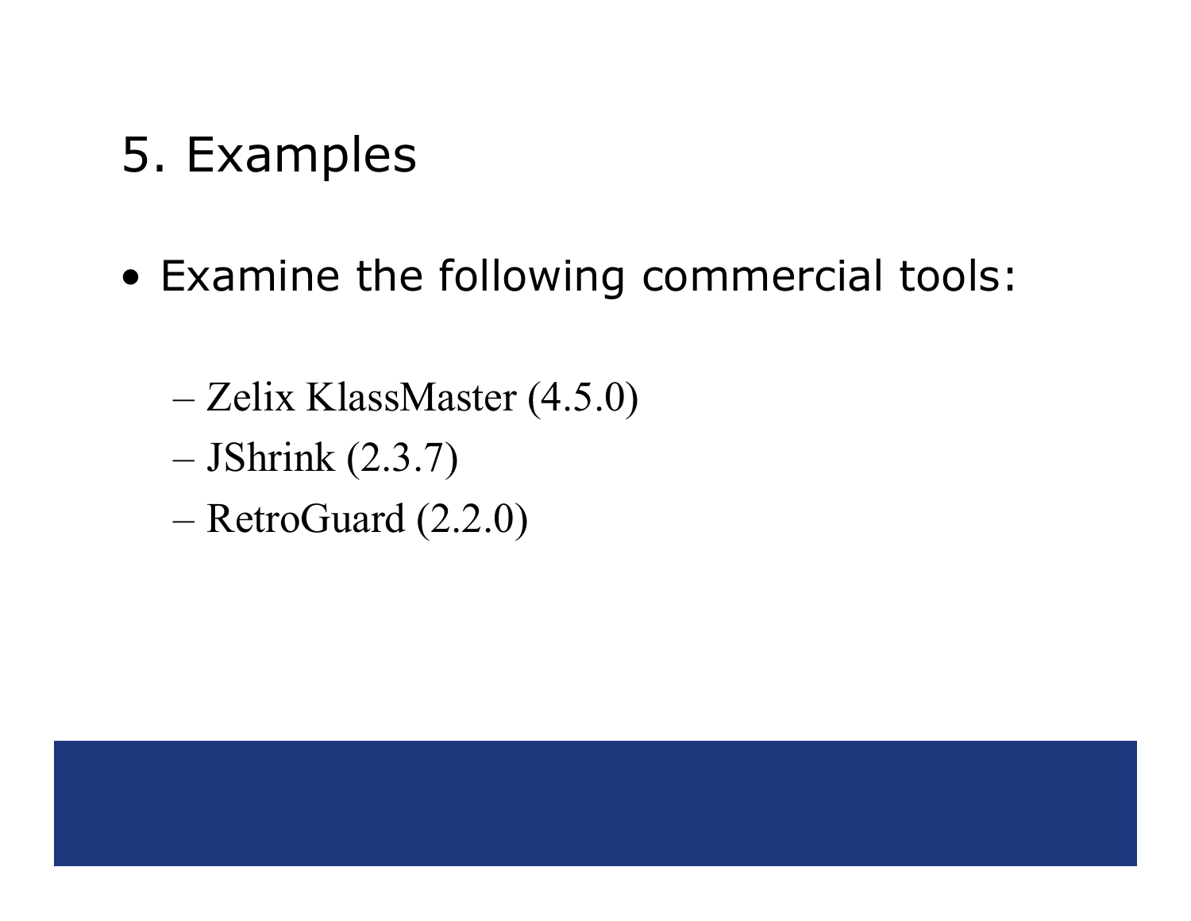# 5. Examples

- Examine the following commercial tools:
  - Zelix KlassMaster (4.5.0)
  - JShrink (2.3.7)
  - RetroGuard (2.2.0)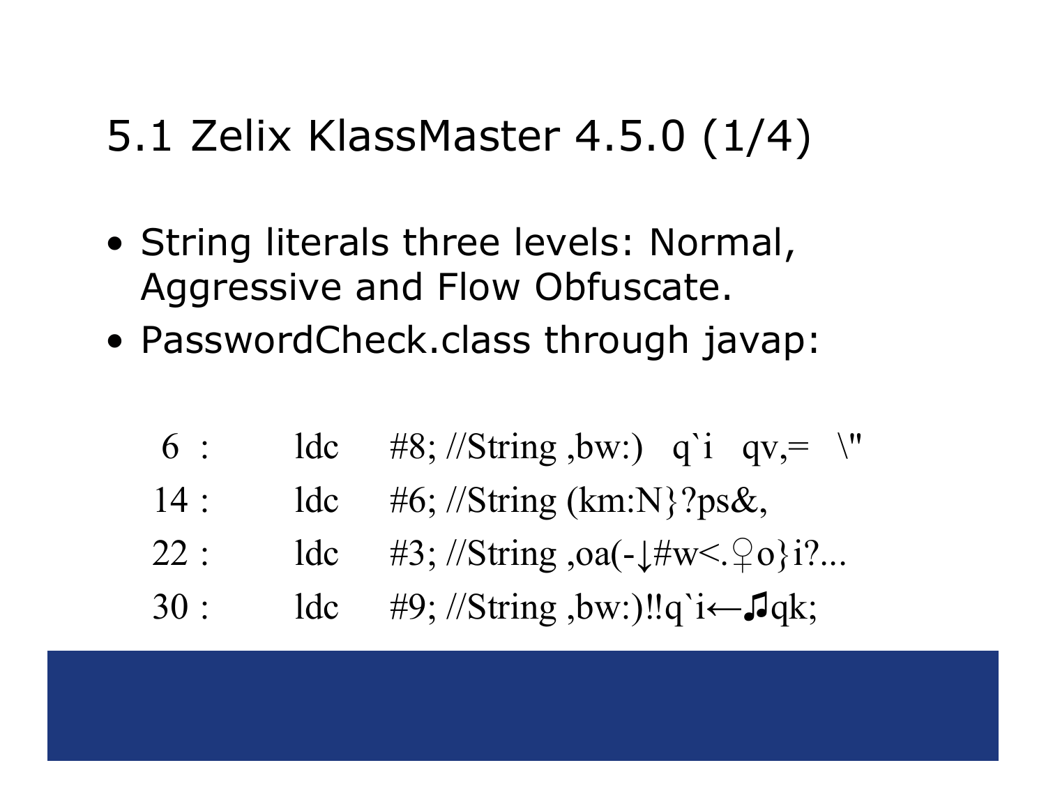# 5.1 Zelix KlassMaster 4.5.0 (1/4)

- String literals three levels: Normal, Aggressive and Flow Obfuscate.
- PasswordCheck.class through javap:

```
 6 :   ldc   #8; //String ,bw:)   q`i   qv,=   \"
14 :   ldc   #6; //String (km:N}?ps&,
22 :   ldc   #3; //String ,oa(-↓#w<.♀o}i?...
30 :   ldc   #9; //String ,bw:)!!q`i←♫qk;
```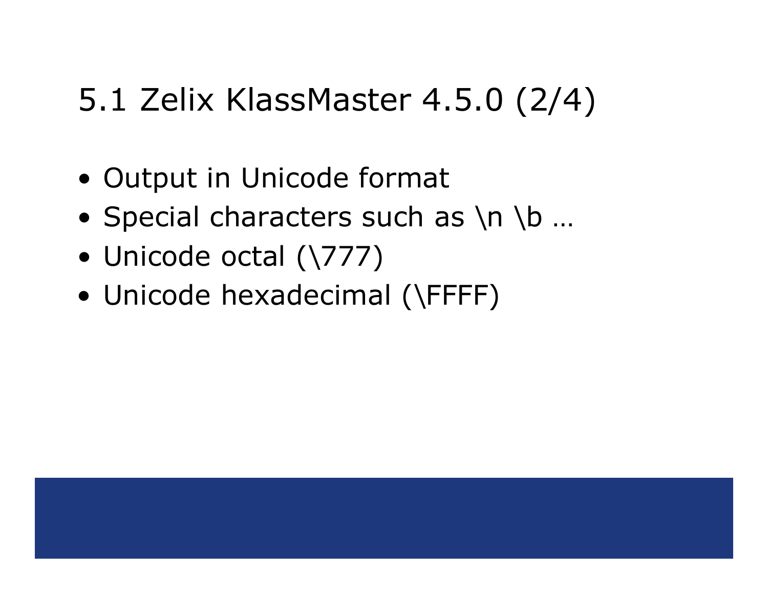# 5.1 Zelix KlassMaster 4.5.0 (2/4)

- Output in Unicode format
- Special characters such as \n \b …
- Unicode octal (\777)
- Unicode hexadecimal (\FFFF)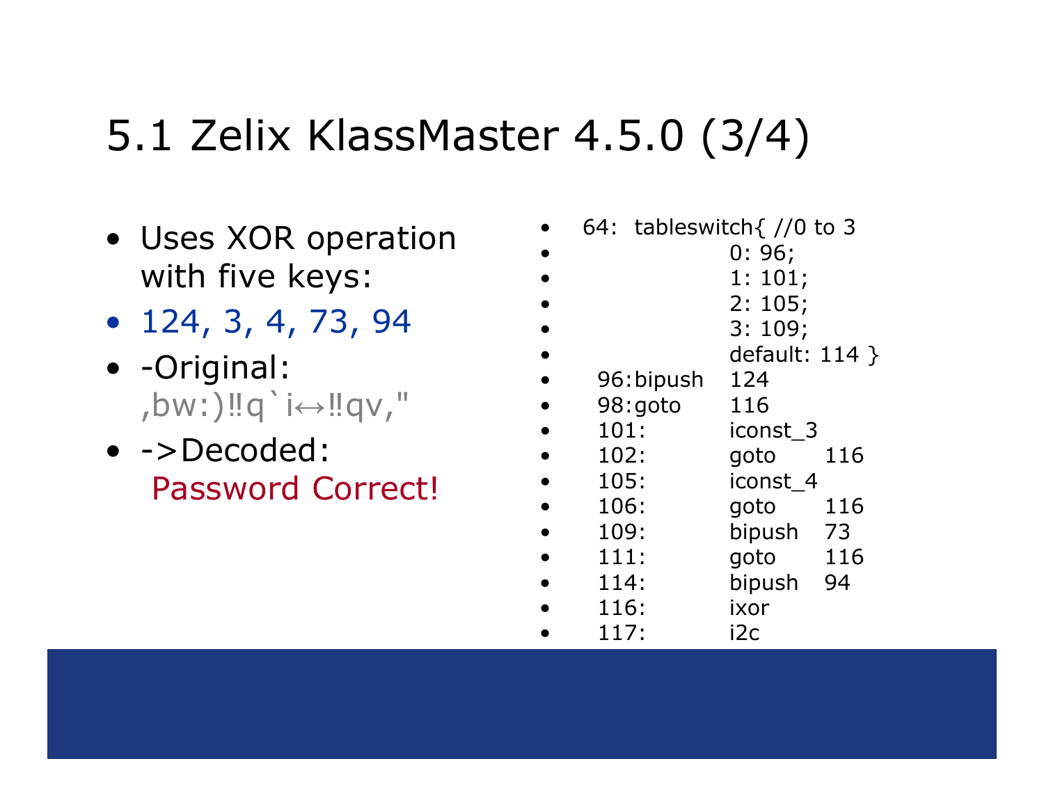# 5.1 Zelix KlassMaster 4.5.0 (3/4)

- Uses XOR operation with five keys:
- 124, 3, 4, 73, 94
- -Original: ,bw:)‼q`i↔‼qv,"
- ->Decoded: Password Correct!

```
64:  tableswitch{ //0 to 3
          0: 96;
          1: 101;
          2: 105;
          3: 109;
          default: 114 }
96:bipush    124
98:goto      116
101:         iconst_3
102:         goto     116
105:         iconst_4
106:         goto     116
109:         bipush   73
111:         goto     116
114:         bipush   94
116:         ixor
117:         i2c
```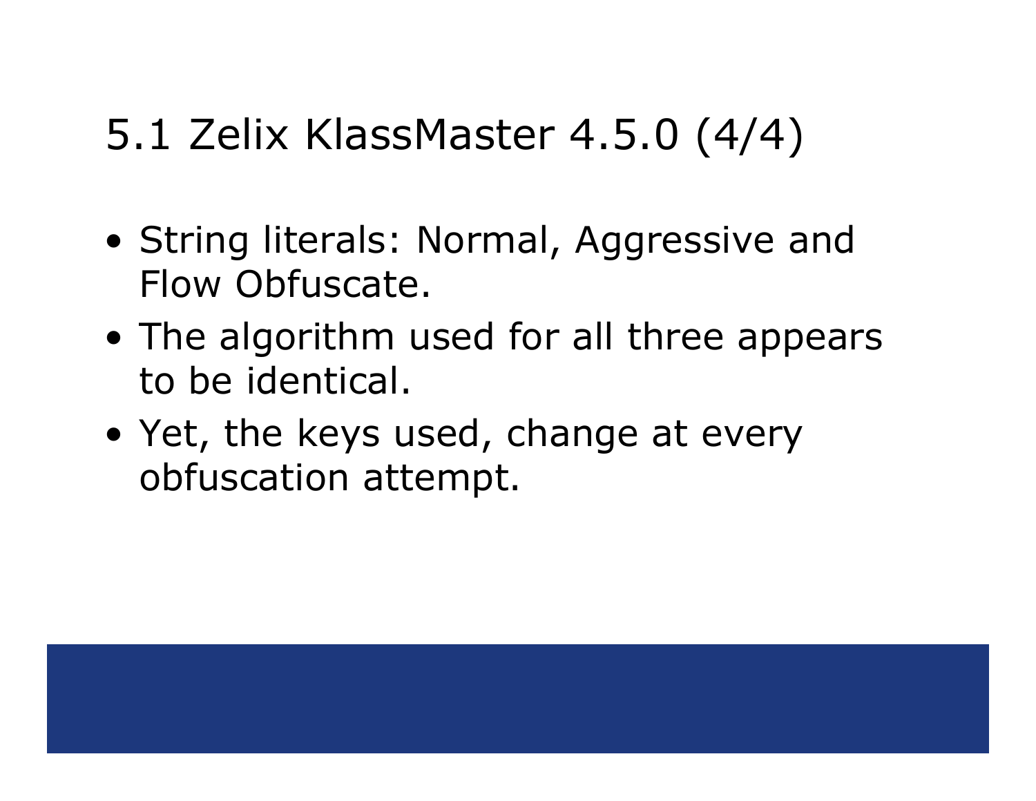# 5.1 Zelix KlassMaster 4.5.0 (4/4)

- String literals: Normal, Aggressive and Flow Obfuscate.
- The algorithm used for all three appears to be identical.
- Yet, the keys used, change at every obfuscation attempt.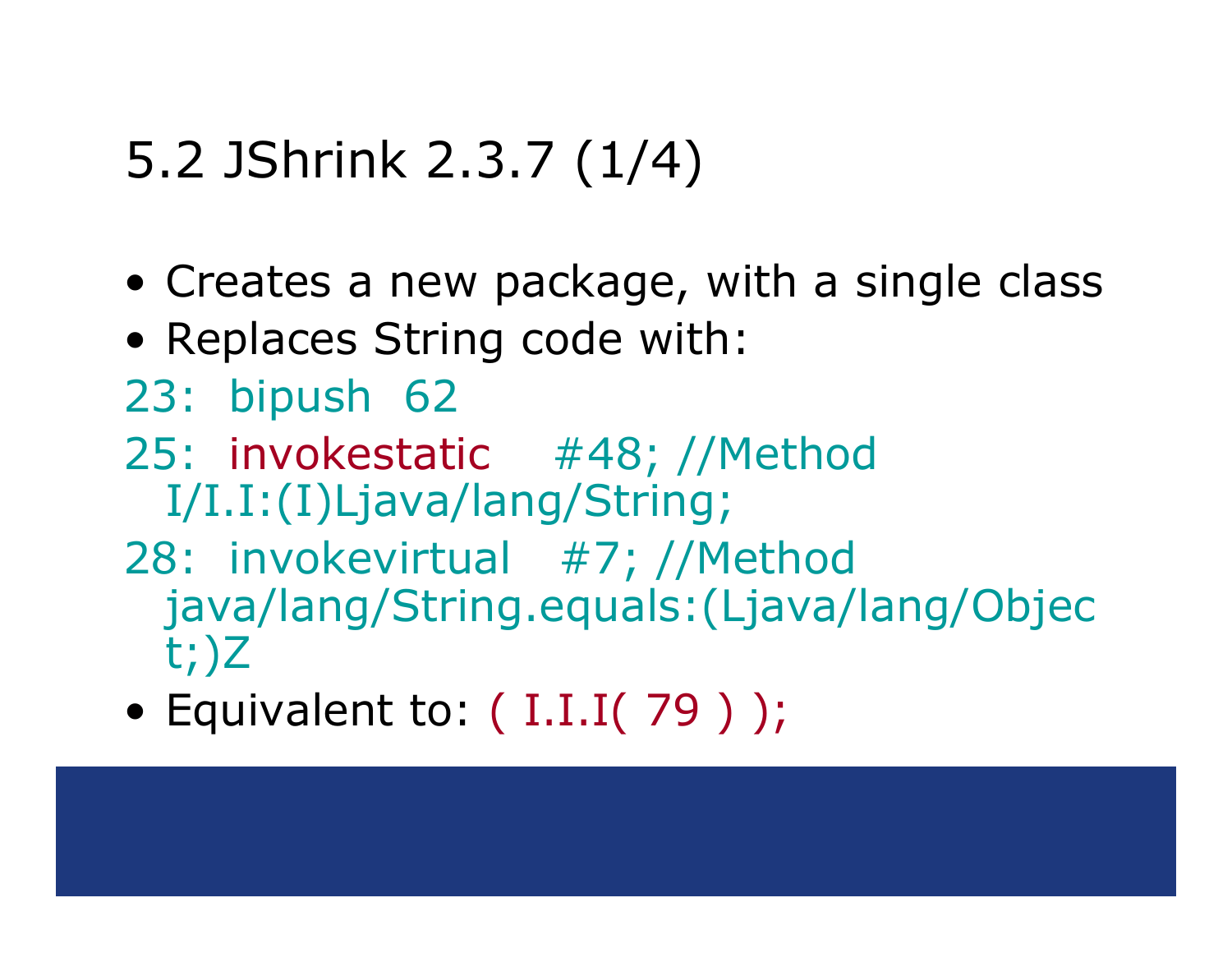## 5.2 JShrink 2.3.7 (1/4)

- Creates a new package, with a single class
- Replaces String code with:

```
23:  bipush  62
25:  invokestatic    #48; //Method
  I/I.I:(I)Ljava/lang/String;
28:  invokevirtual   #7; //Method
  java/lang/String.equals:(Ljava/lang/Object;)Z
```

- Equivalent to: ( I.I.I( 79 ) );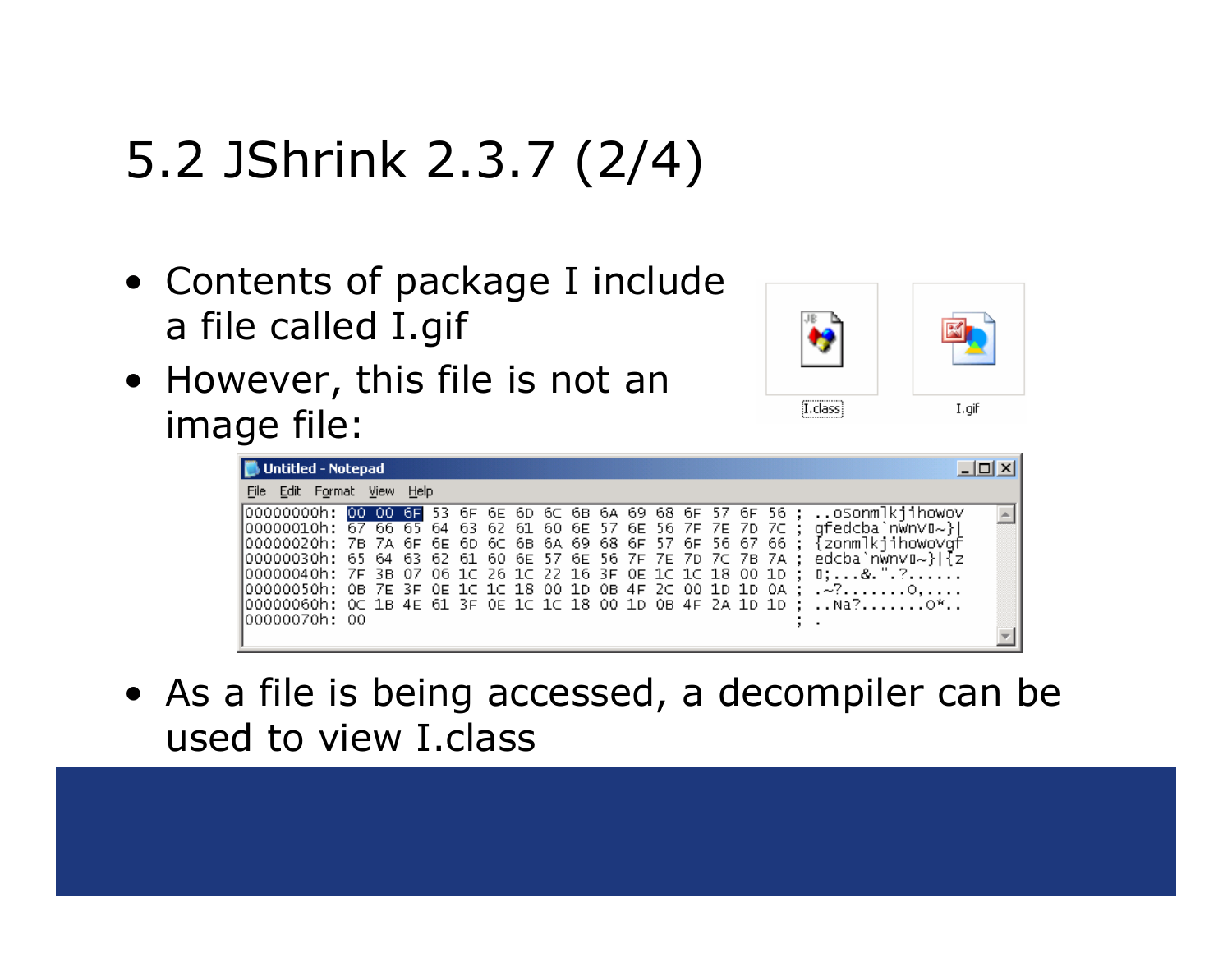# 5.2 JShrink 2.3.7 (2/4)

- Contents of package I include a file called I.gif
- However, this file is not an image file:

```
00000000h: 00 00 6F 53 6F 6E 6D 6C 6B 6A 69 68 6F 57 6F 56 ; ..oSonmlkjihoWoV
00000010h: 67 66 65 64 63 62 61 60 6E 57 6E 56 7F 7E 7D 7C ; gfedcba`nWnV~}|
00000020h: 7B 7A 6F 6E 6D 6C 6B 6A 69 68 6F 57 6F 56 67 66 ; {zonmlkjihoWoVgf
00000030h: 65 64 63 62 61 60 6E 57 6E 56 7F 7E 7D 7C 7B 7A ; edcba`nWnV~}|{z
00000040h: 7F 3B 07 06 1C 26 1C 22 16 3F 0E 1C 1C 18 00 1D ; ;...&.".?......
00000050h: 0B 7E 3F 0E 1C 1C 18 00 1D 0B 4F 2C 00 1D 1D 0A ; .~?.......O,....
00000060h: 0C 1B 4E 61 3F 0E 1C 1C 18 00 1D 0B 4F 2A 1D 1D ; ..Na?.......O*..
00000070h: 00                                              ; .
```

- As a file is being accessed, a decompiler can be used to view I.class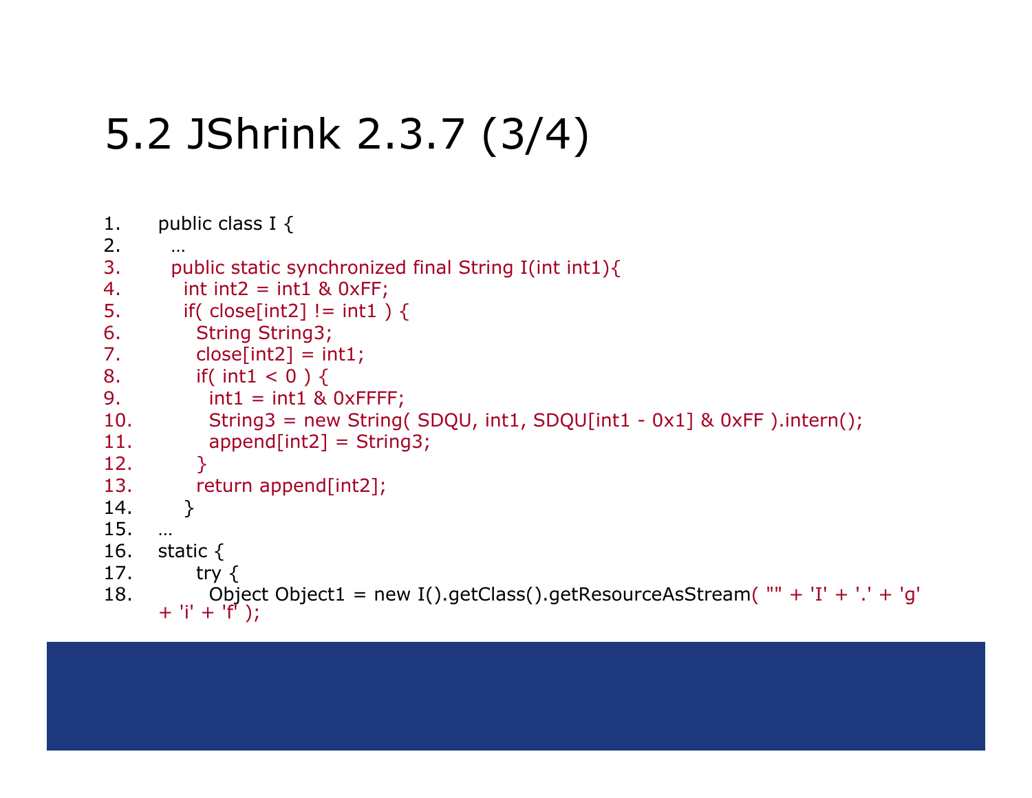# 5.2 JShrink 2.3.7 (3/4)

```
1.   public class I {
2.     …
3.     public static synchronized final String I(int int1){
4.       int int2 = int1 & 0xFF;
5.       if( close[int2] != int1 ) {
6.         String String3;
7.         close[int2] = int1;
8.         if( int1 < 0 ) {
9.           int1 = int1 & 0xFFFF;
10.          String3 = new String( SDQU, int1, SDQU[int1 - 0x1] & 0xFF ).intern();
11.          append[int2] = String3;
12.        }
13.        return append[int2];
14.      }
15.  …
16.  static {
17.        try {
18.          Object Object1 = new I().getClass().getResourceAsStream( "" + 'I' + '.' + 'g'
     + 'i' + 'f' );
```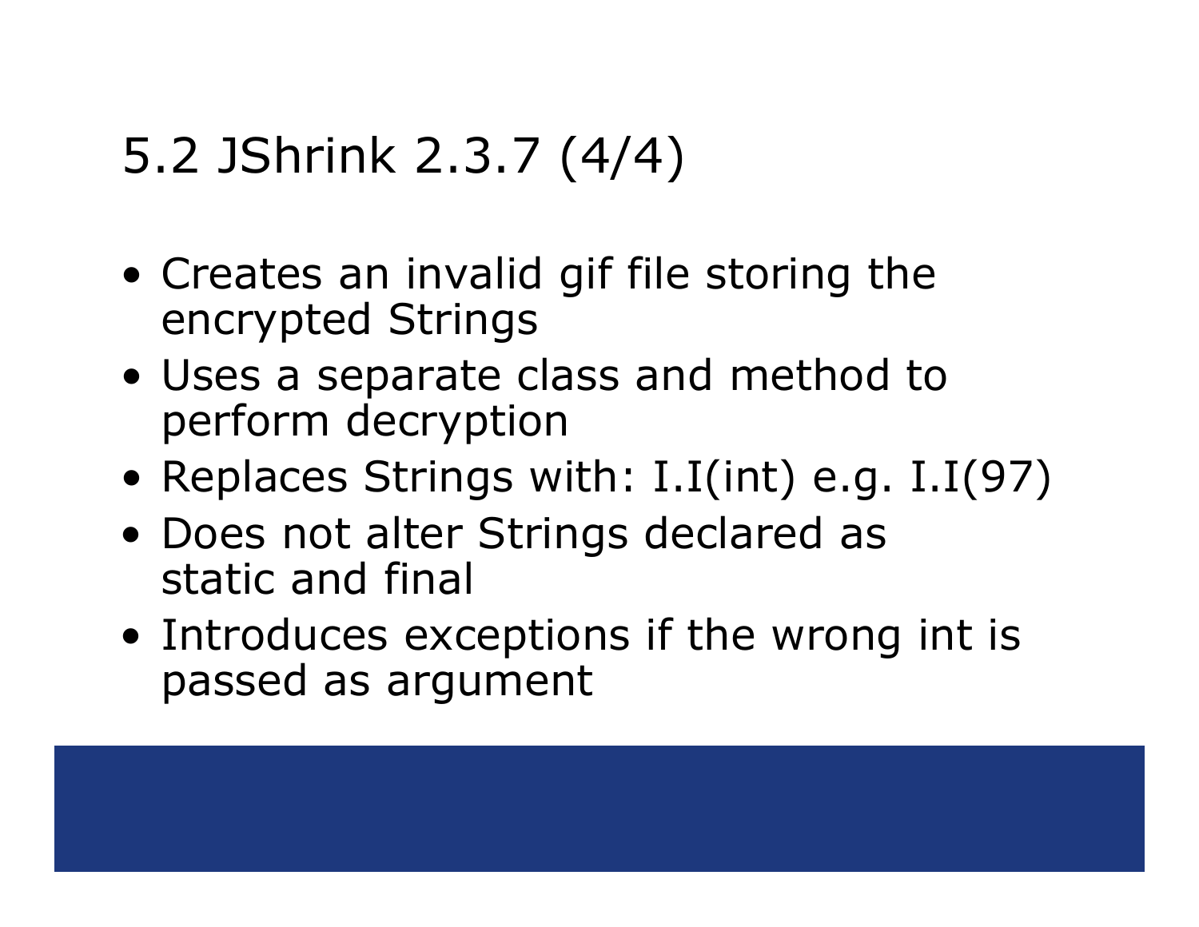# 5.2 JShrink 2.3.7 (4/4)

- Creates an invalid gif file storing the encrypted Strings
- Uses a separate class and method to perform decryption
- Replaces Strings with: I.I(int) e.g. I.I(97)
- Does not alter Strings declared as static and final
- Introduces exceptions if the wrong int is passed as argument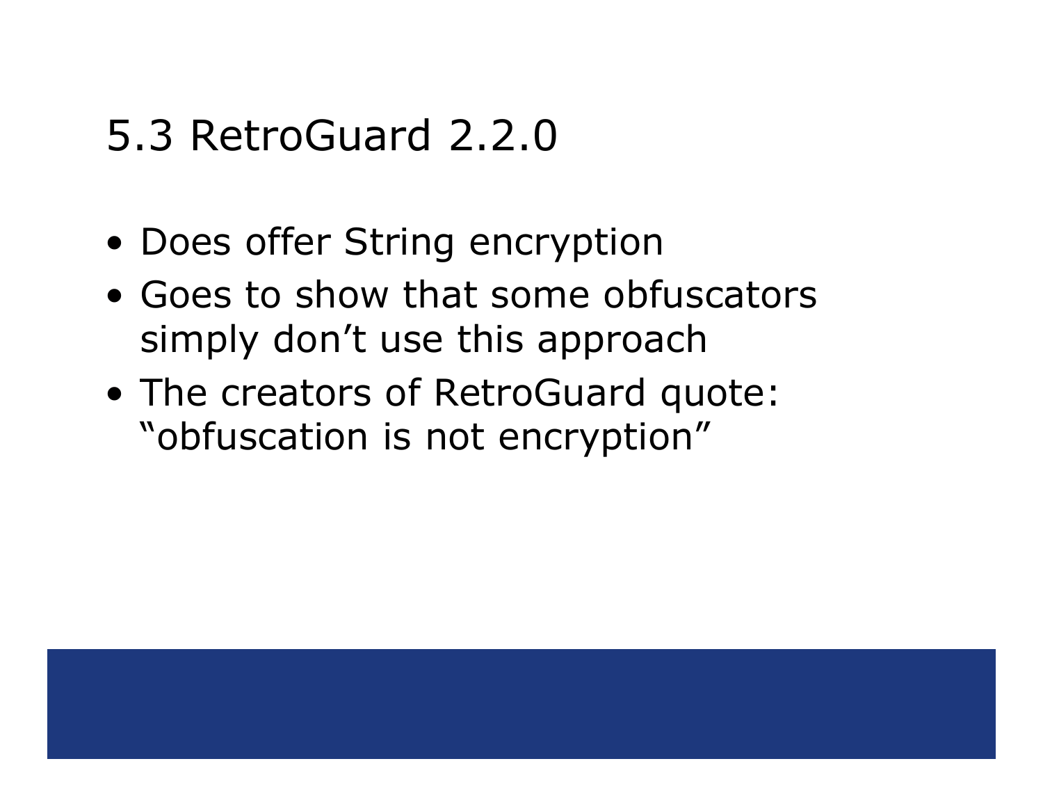## 5.3 RetroGuard 2.2.0

- Does offer String encryption
- Goes to show that some obfuscators simply don't use this approach
- The creators of RetroGuard quote: "obfuscation is not encryption"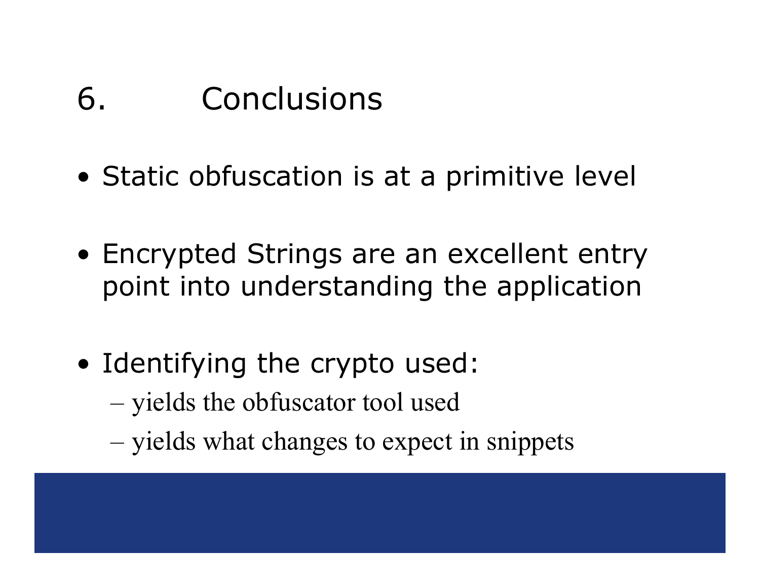# 6. Conclusions

- Static obfuscation is at a primitive level
- Encrypted Strings are an excellent entry point into understanding the application
- Identifying the crypto used:
  - yields the obfuscator tool used
  - yields what changes to expect in snippets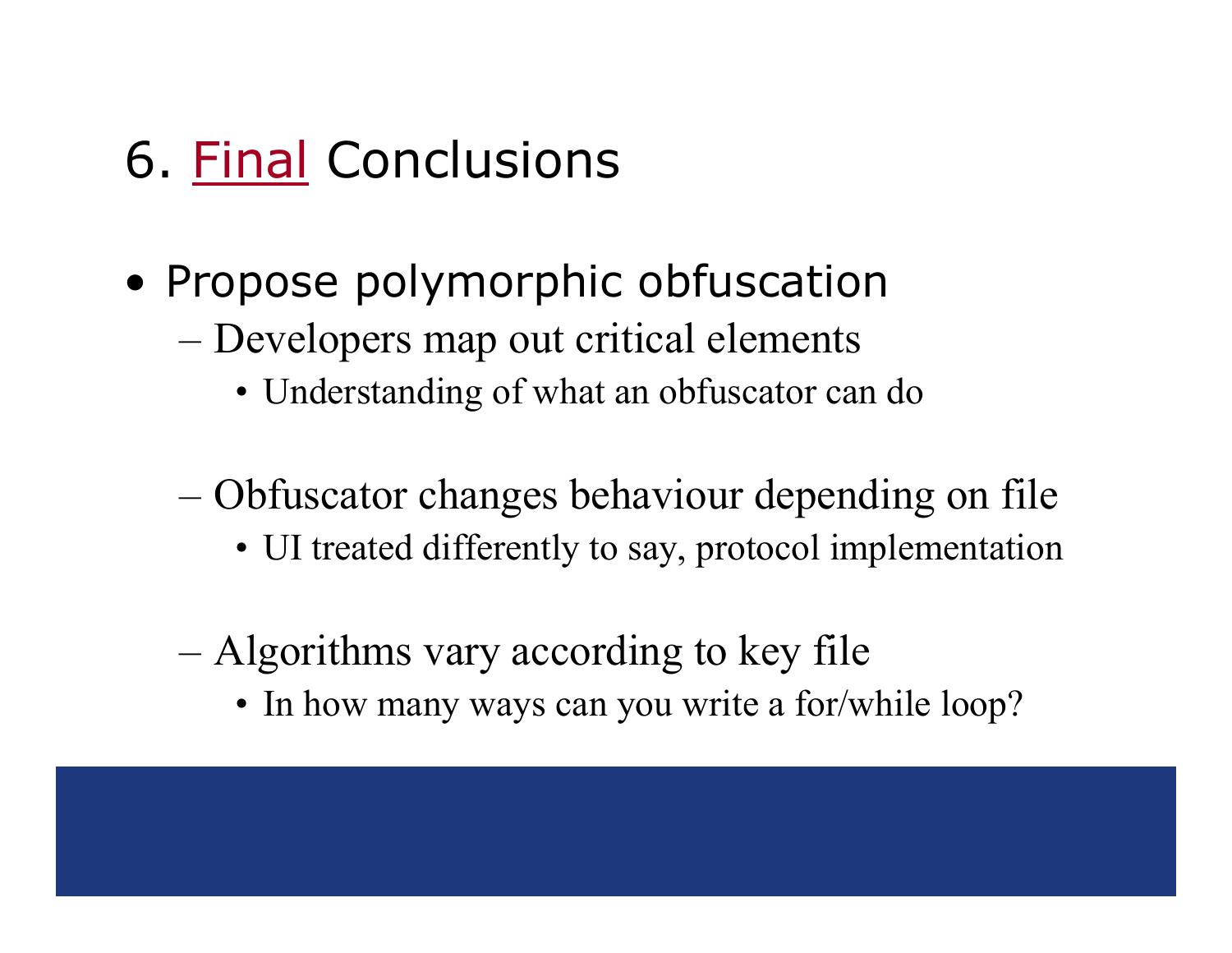# 6. Final Conclusions

- Propose polymorphic obfuscation
  - Developers map out critical elements
    - Understanding of what an obfuscator can do
  - Obfuscator changes behaviour depending on file
    - UI treated differently to say, protocol implementation
  - Algorithms vary according to key file
    - In how many ways can you write a for/while loop?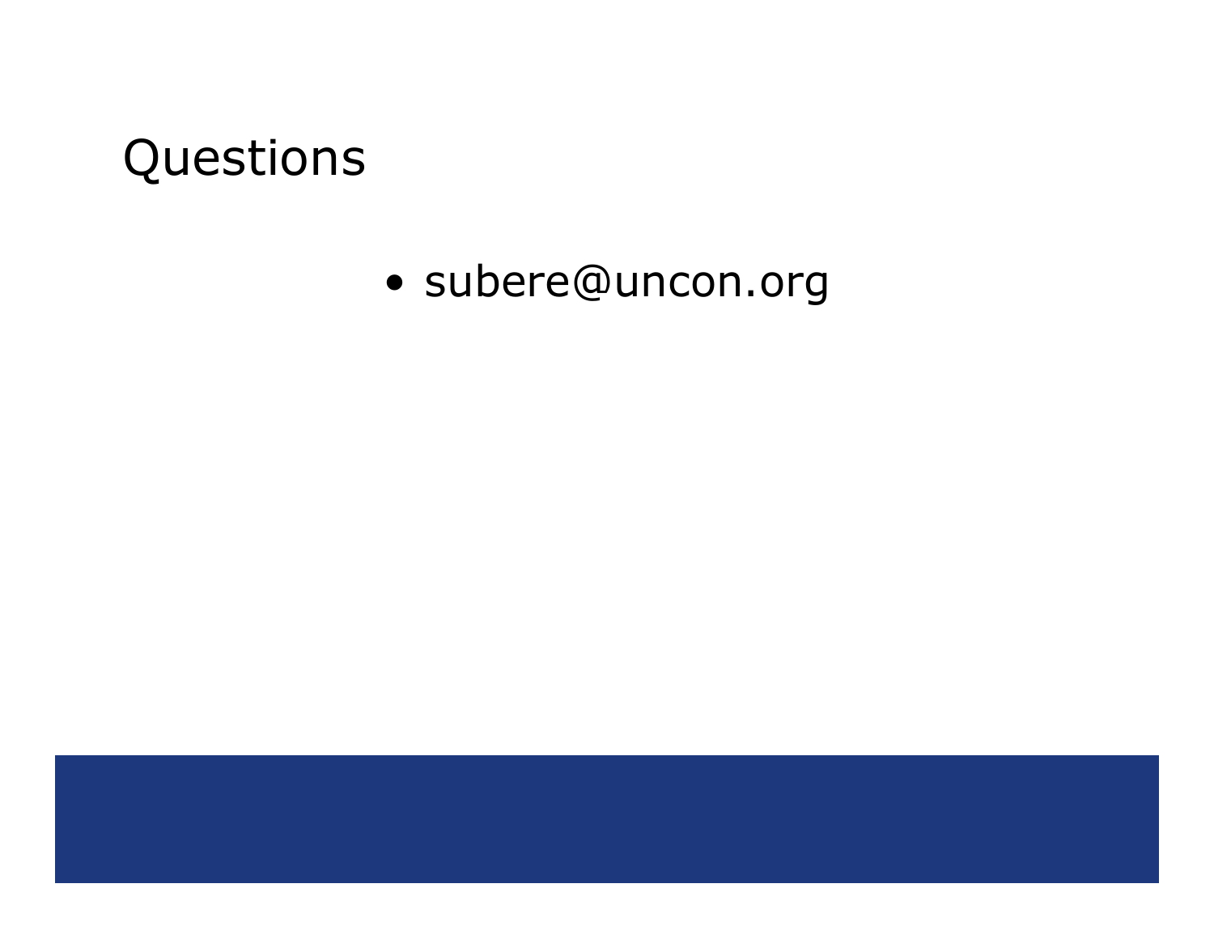# Questions

- subere@uncon.org